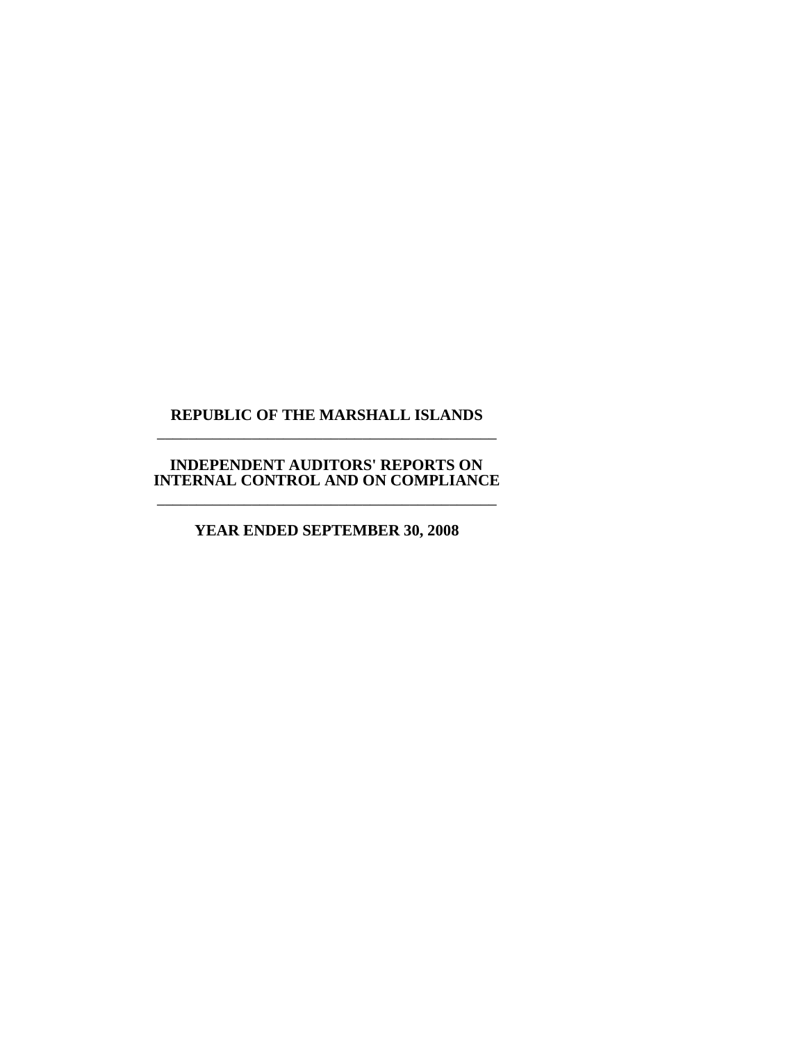# REPUBLIC OF THE MARSHALL ISLANDS

---

## INDEPENDENT AUDITORS' REPORTS ON INTERNAL CONTROL AND ON COMPLIANCE

---

### YEAR ENDED SEPTEMBER 30, 2008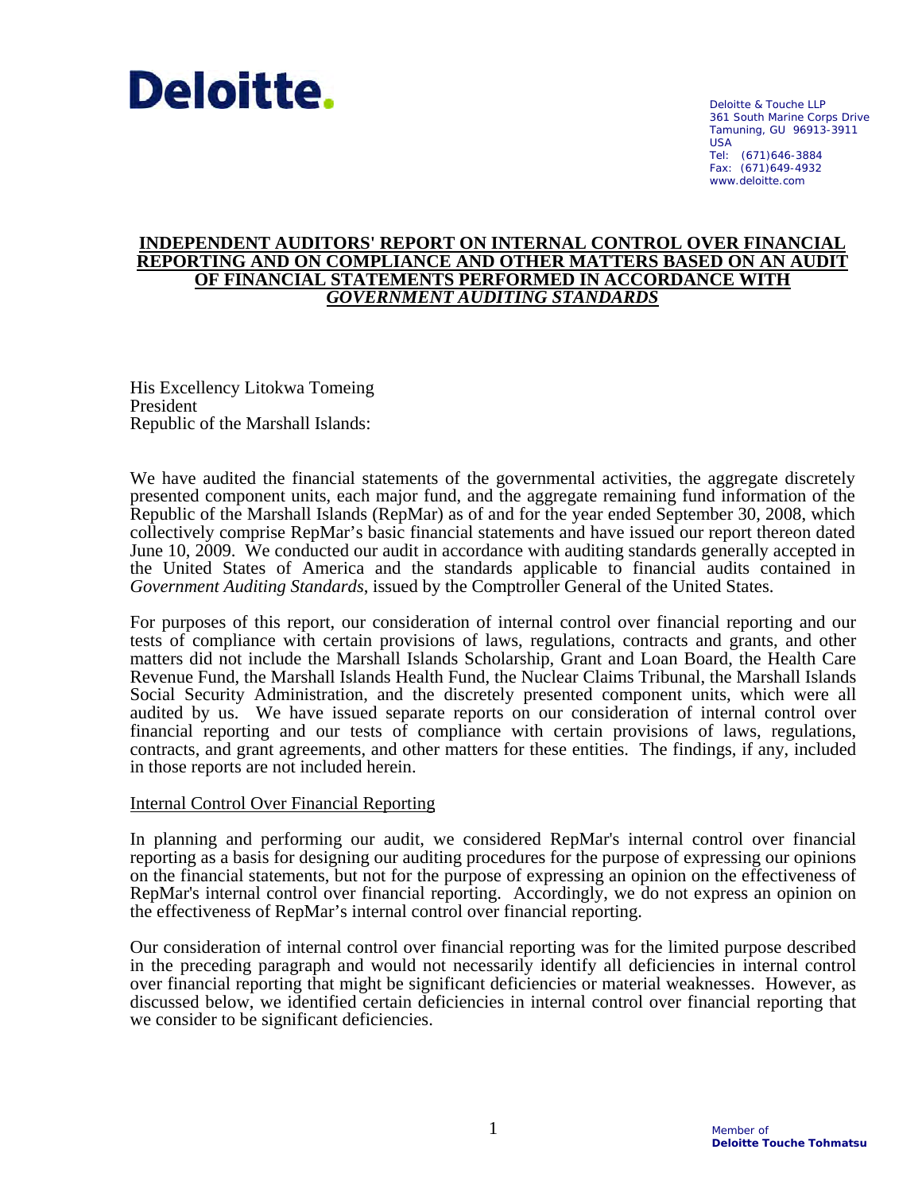Deloitte.

Deloitte & Touche LLP
361 South Marine Corps Drive
Tamuning, GU 96913-3911
USA
Tel: (671)646-3884
Fax: (671)649-4932
www.deloitte.com

# INDEPENDENT AUDITORS' REPORT ON INTERNAL CONTROL OVER FINANCIAL REPORTING AND ON COMPLIANCE AND OTHER MATTERS BASED ON AN AUDIT OF FINANCIAL STATEMENTS PERFORMED IN ACCORDANCE WITH *GOVERNMENT AUDITING STANDARDS*

His Excellency Litokwa Tomeing
President
Republic of the Marshall Islands:

We have audited the financial statements of the governmental activities, the aggregate discretely presented component units, each major fund, and the aggregate remaining fund information of the Republic of the Marshall Islands (RepMar) as of and for the year ended September 30, 2008, which collectively comprise RepMar's basic financial statements and have issued our report thereon dated June 10, 2009. We conducted our audit in accordance with auditing standards generally accepted in the United States of America and the standards applicable to financial audits contained in *Government Auditing Standards*, issued by the Comptroller General of the United States.

For purposes of this report, our consideration of internal control over financial reporting and our tests of compliance with certain provisions of laws, regulations, contracts and grants, and other matters did not include the Marshall Islands Scholarship, Grant and Loan Board, the Health Care Revenue Fund, the Marshall Islands Health Fund, the Nuclear Claims Tribunal, the Marshall Islands Social Security Administration, and the discretely presented component units, which were all audited by us. We have issued separate reports on our consideration of internal control over financial reporting and our tests of compliance with certain provisions of laws, regulations, contracts, and grant agreements, and other matters for these entities. The findings, if any, included in those reports are not included herein.

## Internal Control Over Financial Reporting

In planning and performing our audit, we considered RepMar's internal control over financial reporting as a basis for designing our auditing procedures for the purpose of expressing our opinions on the financial statements, but not for the purpose of expressing an opinion on the effectiveness of RepMar's internal control over financial reporting. Accordingly, we do not express an opinion on the effectiveness of RepMar's internal control over financial reporting.

Our consideration of internal control over financial reporting was for the limited purpose described in the preceding paragraph and would not necessarily identify all deficiencies in internal control over financial reporting that might be significant deficiencies or material weaknesses. However, as discussed below, we identified certain deficiencies in internal control over financial reporting that we consider to be significant deficiencies.

Member of
**Deloitte Touche Tohmatsu**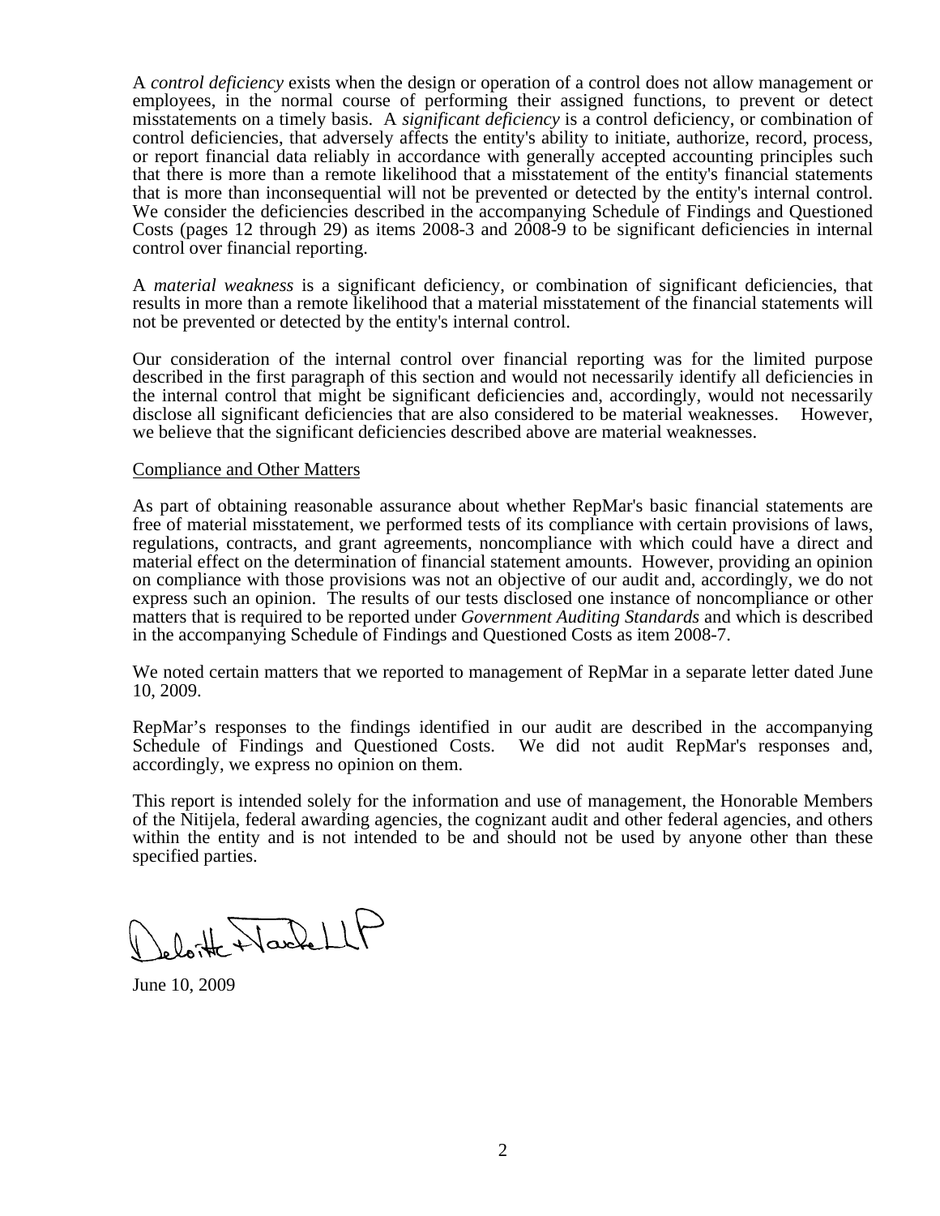A *control deficiency* exists when the design or operation of a control does not allow management or employees, in the normal course of performing their assigned functions, to prevent or detect misstatements on a timely basis. A *significant deficiency* is a control deficiency, or combination of control deficiencies, that adversely affects the entity's ability to initiate, authorize, record, process, or report financial data reliably in accordance with generally accepted accounting principles such that there is more than a remote likelihood that a misstatement of the entity's financial statements that is more than inconsequential will not be prevented or detected by the entity's internal control. We consider the deficiencies described in the accompanying Schedule of Findings and Questioned Costs (pages 12 through 29) as items 2008-3 and 2008-9 to be significant deficiencies in internal control over financial reporting.

A *material weakness* is a significant deficiency, or combination of significant deficiencies, that results in more than a remote likelihood that a material misstatement of the financial statements will not be prevented or detected by the entity's internal control.

Our consideration of the internal control over financial reporting was for the limited purpose described in the first paragraph of this section and would not necessarily identify all deficiencies in the internal control that might be significant deficiencies and, accordingly, would not necessarily disclose all significant deficiencies that are also considered to be material weaknesses. However, we believe that the significant deficiencies described above are material weaknesses.

Compliance and Other Matters

As part of obtaining reasonable assurance about whether RepMar's basic financial statements are free of material misstatement, we performed tests of its compliance with certain provisions of laws, regulations, contracts, and grant agreements, noncompliance with which could have a direct and material effect on the determination of financial statement amounts. However, providing an opinion on compliance with those provisions was not an objective of our audit and, accordingly, we do not express such an opinion. The results of our tests disclosed one instance of noncompliance or other matters that is required to be reported under *Government Auditing Standards* and which is described in the accompanying Schedule of Findings and Questioned Costs as item 2008-7.

We noted certain matters that we reported to management of RepMar in a separate letter dated June 10, 2009.

RepMar's responses to the findings identified in our audit are described in the accompanying Schedule of Findings and Questioned Costs. We did not audit RepMar's responses and, accordingly, we express no opinion on them.

This report is intended solely for the information and use of management, the Honorable Members of the Nitijela, federal awarding agencies, the cognizant audit and other federal agencies, and others within the entity and is not intended to be and should not be used by anyone other than these specified parties.

Deloitte & Touche LLP

June 10, 2009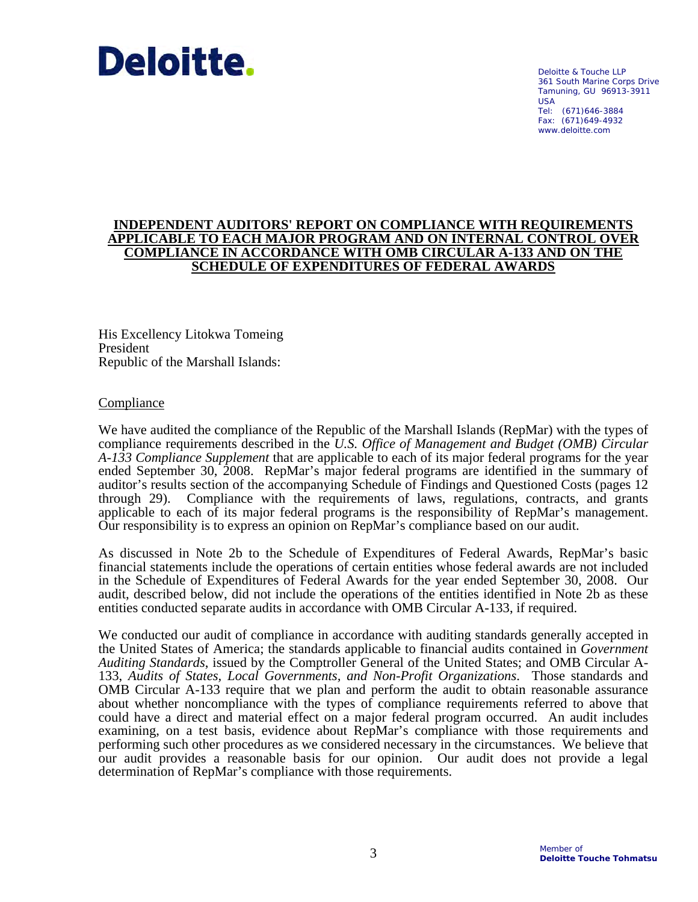Deloitte.

Deloitte & Touche LLP
361 South Marine Corps Drive
Tamuning, GU 96913-3911
USA
Tel: (671)646-3884
Fax: (671)649-4932
www.deloitte.com

## INDEPENDENT AUDITORS' REPORT ON COMPLIANCE WITH REQUIREMENTS APPLICABLE TO EACH MAJOR PROGRAM AND ON INTERNAL CONTROL OVER COMPLIANCE IN ACCORDANCE WITH OMB CIRCULAR A-133 AND ON THE SCHEDULE OF EXPENDITURES OF FEDERAL AWARDS

His Excellency Litokwa Tomeing
President
Republic of the Marshall Islands:

Compliance

We have audited the compliance of the Republic of the Marshall Islands (RepMar) with the types of compliance requirements described in the *U.S. Office of Management and Budget (OMB) Circular A-133 Compliance Supplement* that are applicable to each of its major federal programs for the year ended September 30, 2008. RepMar's major federal programs are identified in the summary of auditor's results section of the accompanying Schedule of Findings and Questioned Costs (pages 12 through 29). Compliance with the requirements of laws, regulations, contracts, and grants applicable to each of its major federal programs is the responsibility of RepMar's management. Our responsibility is to express an opinion on RepMar's compliance based on our audit.

As discussed in Note 2b to the Schedule of Expenditures of Federal Awards, RepMar's basic financial statements include the operations of certain entities whose federal awards are not included in the Schedule of Expenditures of Federal Awards for the year ended September 30, 2008. Our audit, described below, did not include the operations of the entities identified in Note 2b as these entities conducted separate audits in accordance with OMB Circular A-133, if required.

We conducted our audit of compliance in accordance with auditing standards generally accepted in the United States of America; the standards applicable to financial audits contained in *Government Auditing Standards*, issued by the Comptroller General of the United States; and OMB Circular A-133, *Audits of States, Local Governments, and Non-Profit Organizations*. Those standards and OMB Circular A-133 require that we plan and perform the audit to obtain reasonable assurance about whether noncompliance with the types of compliance requirements referred to above that could have a direct and material effect on a major federal program occurred. An audit includes examining, on a test basis, evidence about RepMar's compliance with those requirements and performing such other procedures as we considered necessary in the circumstances. We believe that our audit provides a reasonable basis for our opinion. Our audit does not provide a legal determination of RepMar's compliance with those requirements.

Member of
**Deloitte Touche Tohmatsu**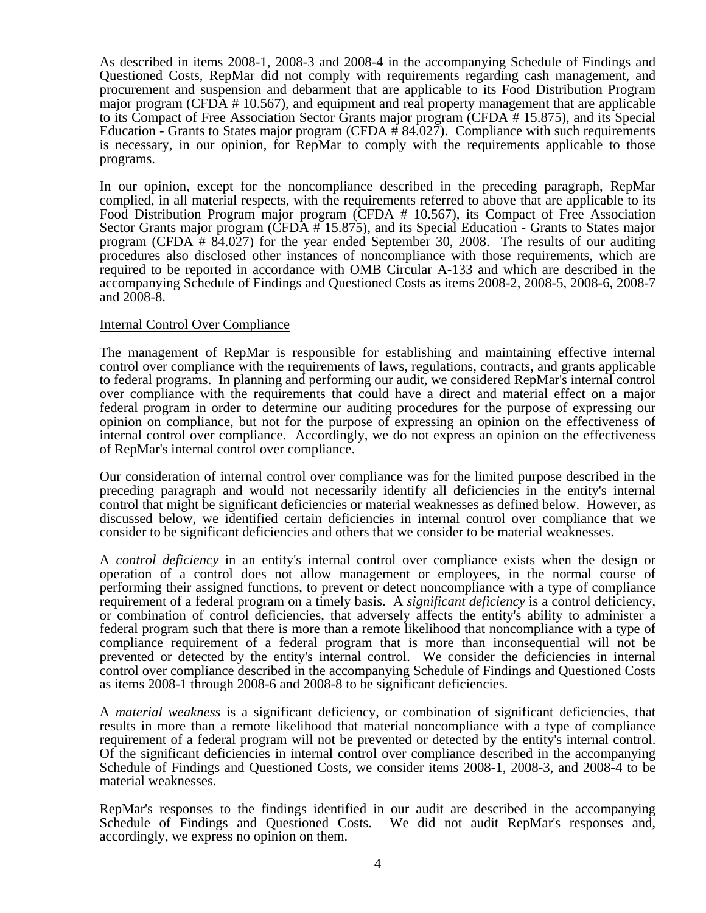As described in items 2008-1, 2008-3 and 2008-4 in the accompanying Schedule of Findings and Questioned Costs, RepMar did not comply with requirements regarding cash management, and procurement and suspension and debarment that are applicable to its Food Distribution Program major program (CFDA # 10.567), and equipment and real property management that are applicable to its Compact of Free Association Sector Grants major program (CFDA # 15.875), and its Special Education - Grants to States major program (CFDA # 84.027). Compliance with such requirements is necessary, in our opinion, for RepMar to comply with the requirements applicable to those programs.

In our opinion, except for the noncompliance described in the preceding paragraph, RepMar complied, in all material respects, with the requirements referred to above that are applicable to its Food Distribution Program major program (CFDA # 10.567), its Compact of Free Association Sector Grants major program (CFDA # 15.875), and its Special Education - Grants to States major program (CFDA # 84.027) for the year ended September 30, 2008. The results of our auditing procedures also disclosed other instances of noncompliance with those requirements, which are required to be reported in accordance with OMB Circular A-133 and which are described in the accompanying Schedule of Findings and Questioned Costs as items 2008-2, 2008-5, 2008-6, 2008-7 and 2008-8.

Internal Control Over Compliance

The management of RepMar is responsible for establishing and maintaining effective internal control over compliance with the requirements of laws, regulations, contracts, and grants applicable to federal programs. In planning and performing our audit, we considered RepMar's internal control over compliance with the requirements that could have a direct and material effect on a major federal program in order to determine our auditing procedures for the purpose of expressing our opinion on compliance, but not for the purpose of expressing an opinion on the effectiveness of internal control over compliance. Accordingly, we do not express an opinion on the effectiveness of RepMar's internal control over compliance.

Our consideration of internal control over compliance was for the limited purpose described in the preceding paragraph and would not necessarily identify all deficiencies in the entity's internal control that might be significant deficiencies or material weaknesses as defined below. However, as discussed below, we identified certain deficiencies in internal control over compliance that we consider to be significant deficiencies and others that we consider to be material weaknesses.

A *control deficiency* in an entity's internal control over compliance exists when the design or operation of a control does not allow management or employees, in the normal course of performing their assigned functions, to prevent or detect noncompliance with a type of compliance requirement of a federal program on a timely basis. A *significant deficiency* is a control deficiency, or combination of control deficiencies, that adversely affects the entity's ability to administer a federal program such that there is more than a remote likelihood that noncompliance with a type of compliance requirement of a federal program that is more than inconsequential will not be prevented or detected by the entity's internal control. We consider the deficiencies in internal control over compliance described in the accompanying Schedule of Findings and Questioned Costs as items 2008-1 through 2008-6 and 2008-8 to be significant deficiencies.

A *material weakness* is a significant deficiency, or combination of significant deficiencies, that results in more than a remote likelihood that material noncompliance with a type of compliance requirement of a federal program will not be prevented or detected by the entity's internal control. Of the significant deficiencies in internal control over compliance described in the accompanying Schedule of Findings and Questioned Costs, we consider items 2008-1, 2008-3, and 2008-4 to be material weaknesses.

RepMar's responses to the findings identified in our audit are described in the accompanying Schedule of Findings and Questioned Costs. We did not audit RepMar's responses and, accordingly, we express no opinion on them.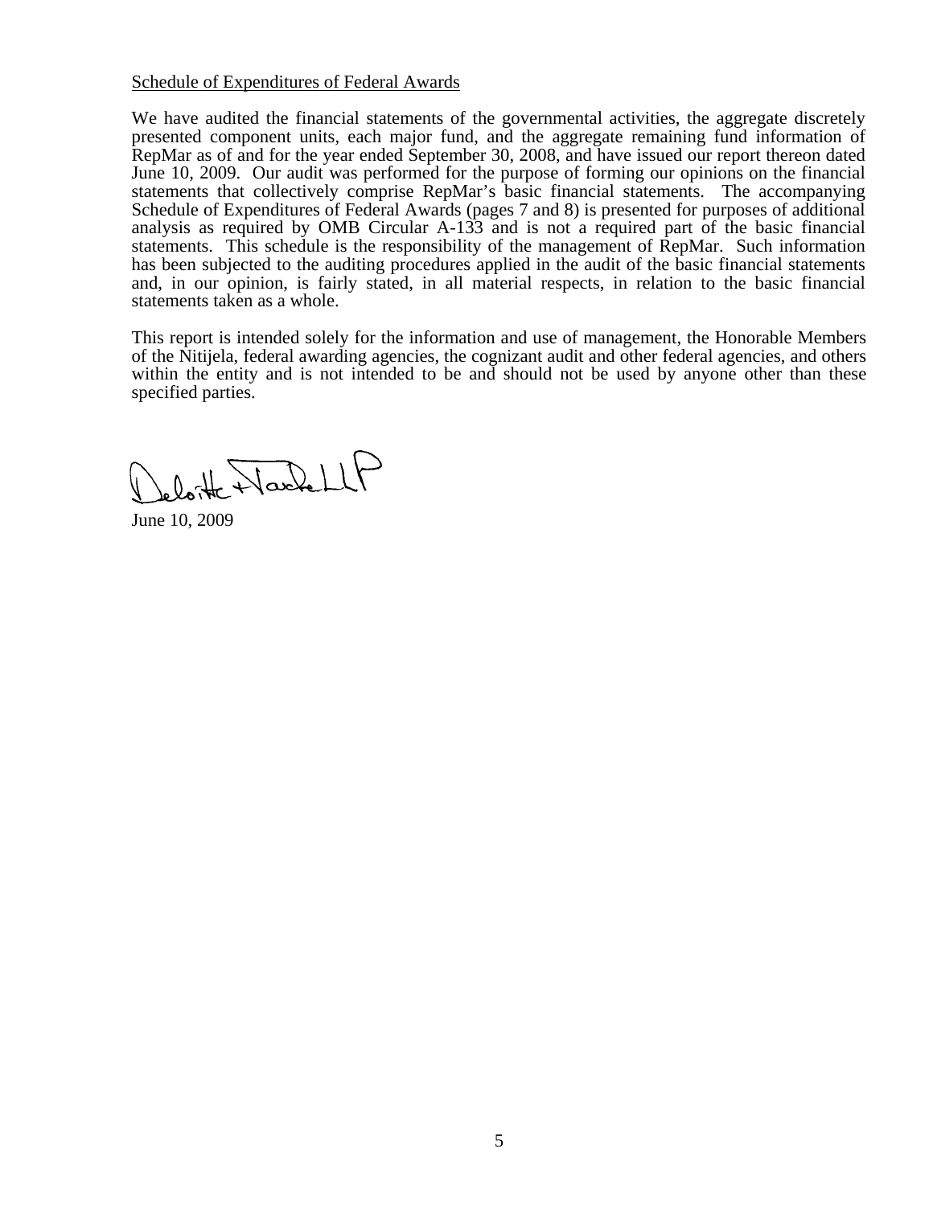Schedule of Expenditures of Federal Awards

We have audited the financial statements of the governmental activities, the aggregate discretely presented component units, each major fund, and the aggregate remaining fund information of RepMar as of and for the year ended September 30, 2008, and have issued our report thereon dated June 10, 2009. Our audit was performed for the purpose of forming our opinions on the financial statements that collectively comprise RepMar's basic financial statements. The accompanying Schedule of Expenditures of Federal Awards (pages 7 and 8) is presented for purposes of additional analysis as required by OMB Circular A-133 and is not a required part of the basic financial statements. This schedule is the responsibility of the management of RepMar. Such information has been subjected to the auditing procedures applied in the audit of the basic financial statements and, in our opinion, is fairly stated, in all material respects, in relation to the basic financial statements taken as a whole.

This report is intended solely for the information and use of management, the Honorable Members of the Nitijela, federal awarding agencies, the cognizant audit and other federal agencies, and others within the entity and is not intended to be and should not be used by anyone other than these specified parties.

Deloitte & Touche LLP

June 10, 2009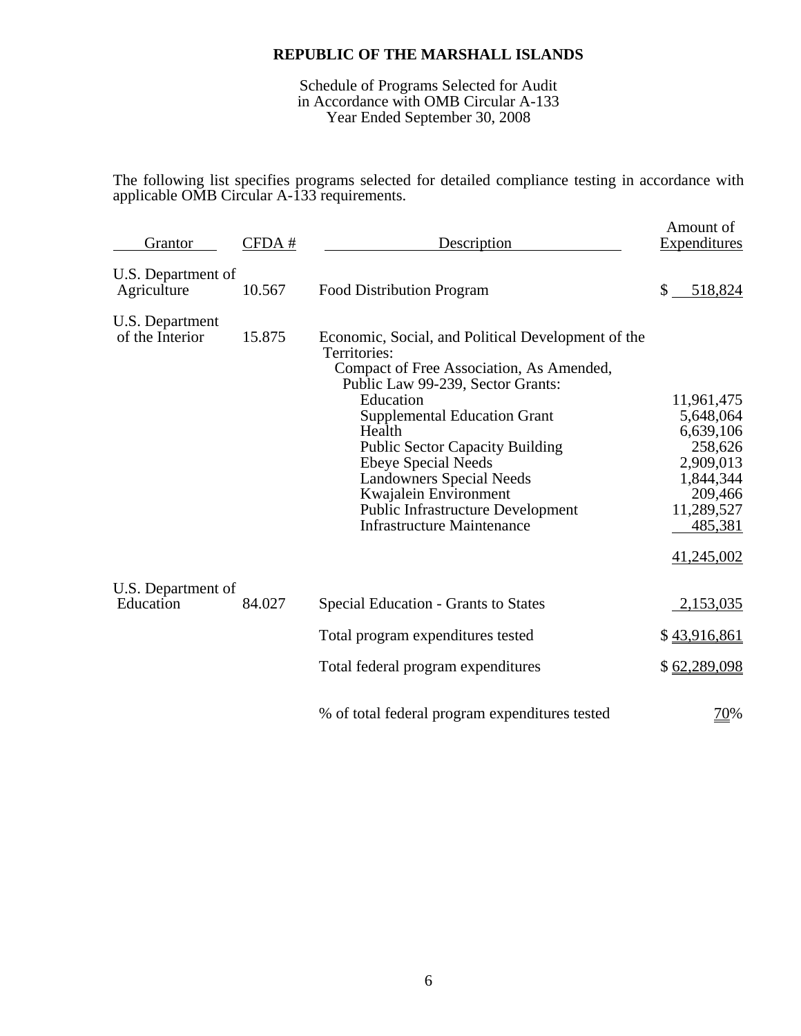**REPUBLIC OF THE MARSHALL ISLANDS**

Schedule of Programs Selected for Audit
in Accordance with OMB Circular A-133
Year Ended September 30, 2008

The following list specifies programs selected for detailed compliance testing in accordance with applicable OMB Circular A-133 requirements.

| Grantor | CFDA # | Description | Amount of Expenditures |
|---|---|---|---|
| U.S. Department of Agriculture | 10.567 | Food Distribution Program | $ 518,824 |
| U.S. Department of the Interior | 15.875 | Economic, Social, and Political Development of the Territories: | |
| | | Compact of Free Association, As Amended, Public Law 99-239, Sector Grants: | |
| | | Education | 11,961,475 |
| | | Supplemental Education Grant | 5,648,064 |
| | | Health | 6,639,106 |
| | | Public Sector Capacity Building | 258,626 |
| | | Ebeye Special Needs | 2,909,013 |
| | | Landowners Special Needs | 1,844,344 |
| | | Kwajalein Environment | 209,466 |
| | | Public Infrastructure Development | 11,289,527 |
| | | Infrastructure Maintenance | 485,381 |
| | | | 41,245,002 |
| U.S. Department of Education | 84.027 | Special Education - Grants to States | 2,153,035 |
| | | Total program expenditures tested | $ 43,916,861 |
| | | Total federal program expenditures | $ 62,289,098 |
| | | % of total federal program expenditures tested | 70% |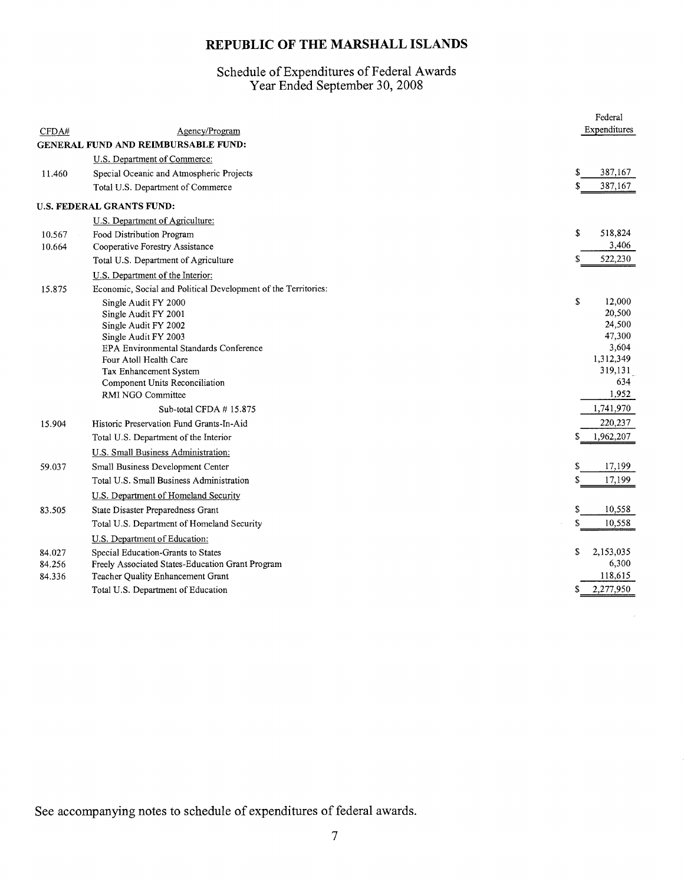# REPUBLIC OF THE MARSHALL ISLANDS

## Schedule of Expenditures of Federal Awards
## Year Ended September 30, 2008

| CFDA# | Agency/Program | Federal Expenditures |
|---|---|---|
| | **GENERAL FUND AND REIMBURSABLE FUND:** | |
| | U.S. Department of Commerce: | |
| 11.460 | Special Oceanic and Atmospheric Projects | $ 387,167 |
| | Total U.S. Department of Commerce | $ 387,167 |
| | **U.S. FEDERAL GRANTS FUND:** | |
| | U.S. Department of Agriculture: | |
| 10.567 | Food Distribution Program | $ 518,824 |
| 10.664 | Cooperative Forestry Assistance | 3,406 |
| | Total U.S. Department of Agriculture | $ 522,230 |
| | U.S. Department of the Interior: | |
| 15.875 | Economic, Social and Political Development of the Territories: | |
| | Single Audit FY 2000 | $ 12,000 |
| | Single Audit FY 2001 | 20,500 |
| | Single Audit FY 2002 | 24,500 |
| | Single Audit FY 2003 | 47,300 |
| | EPA Environmental Standards Conference | 3,604 |
| | Four Atoll Health Care | 1,312,349 |
| | Tax Enhancement System | 319,131 |
| | Component Units Reconciliation | 634 |
| | RMI NGO Committee | 1,952 |
| | Sub-total CFDA # 15.875 | 1,741,970 |
| 15.904 | Historic Preservation Fund Grants-In-Aid | 220,237 |
| | Total U.S. Department of the Interior | $ 1,962,207 |
| | U.S. Small Business Administration: | |
| 59.037 | Small Business Development Center | $ 17,199 |
| | Total U.S. Small Business Administration | $ 17,199 |
| | U.S. Department of Homeland Security | |
| 83.505 | State Disaster Preparedness Grant | $ 10,558 |
| | Total U.S. Department of Homeland Security | $ 10,558 |
| | U.S. Department of Education: | |
| 84.027 | Special Education-Grants to States | $ 2,153,035 |
| 84.256 | Freely Associated States-Education Grant Program | 6,300 |
| 84.336 | Teacher Quality Enhancement Grant | 118,615 |
| | Total U.S. Department of Education | $ 2,277,950 |

See accompanying notes to schedule of expenditures of federal awards.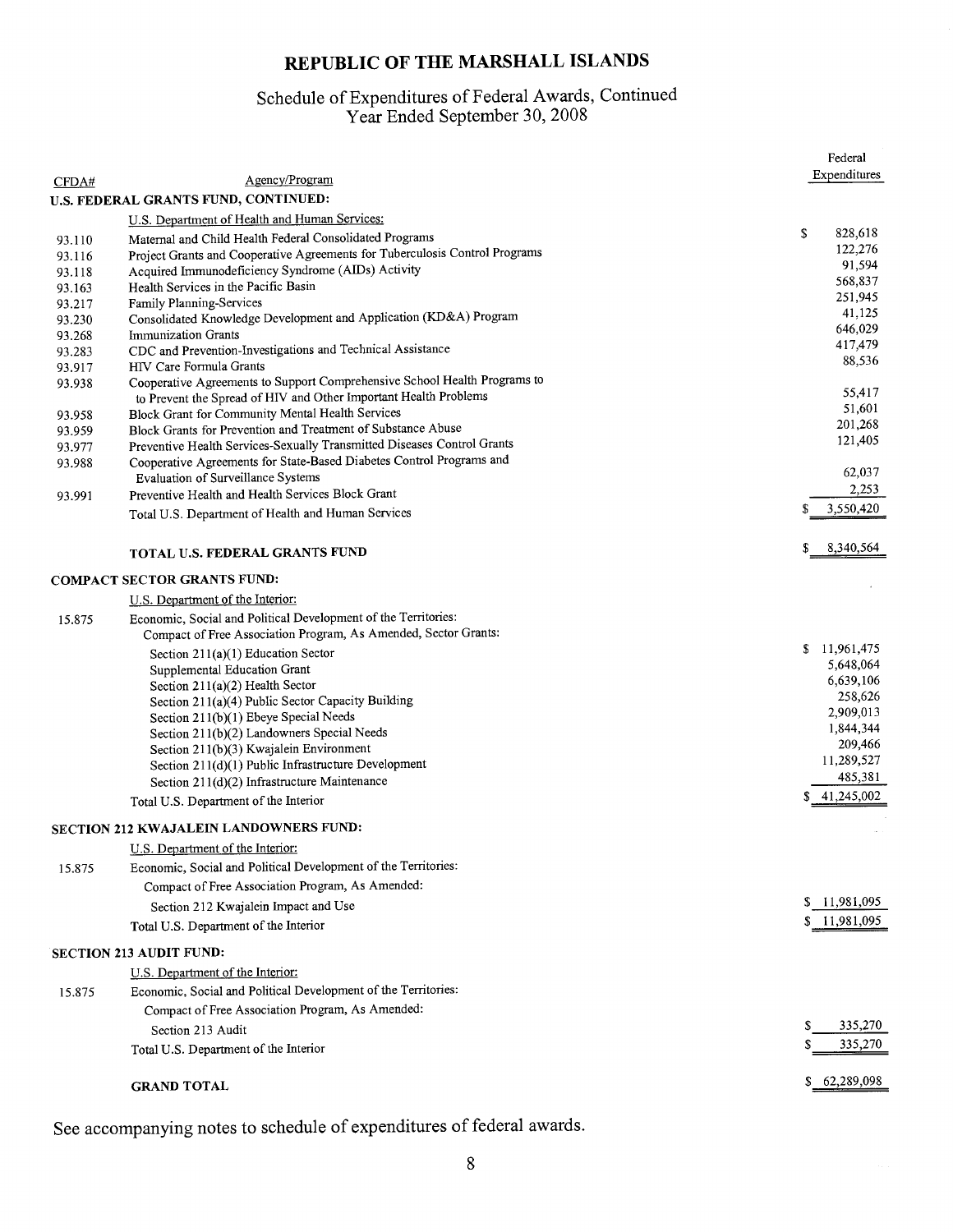# REPUBLIC OF THE MARSHALL ISLANDS

## Schedule of Expenditures of Federal Awards, Continued
## Year Ended September 30, 2008

| CFDA# | Agency/Program | Federal Expenditures |
|---|---|---|
| | **U.S. FEDERAL GRANTS FUND, CONTINUED:** | |
| | U.S. Department of Health and Human Services: | |
| 93.110 | Maternal and Child Health Federal Consolidated Programs | $ 828,618 |
| 93.116 | Project Grants and Cooperative Agreements for Tuberculosis Control Programs | 122,276 |
| 93.118 | Acquired Immunodeficiency Syndrome (AIDs) Activity | 91,594 |
| 93.163 | Health Services in the Pacific Basin | 568,837 |
| 93.217 | Family Planning-Services | 251,945 |
| 93.230 | Consolidated Knowledge Development and Application (KD&A) Program | 41,125 |
| 93.268 | Immunization Grants | 646,029 |
| 93.283 | CDC and Prevention-Investigations and Technical Assistance | 417,479 |
| 93.917 | HIV Care Formula Grants | 88,536 |
| 93.938 | Cooperative Agreements to Support Comprehensive School Health Programs to to Prevent the Spread of HIV and Other Important Health Problems | 55,417 |
| 93.958 | Block Grant for Community Mental Health Services | 51,601 |
| 93.959 | Block Grants for Prevention and Treatment of Substance Abuse | 201,268 |
| 93.977 | Preventive Health Services-Sexually Transmitted Diseases Control Grants | 121,405 |
| 93.988 | Cooperative Agreements for State-Based Diabetes Control Programs and Evaluation of Surveillance Systems | 62,037 |
| 93.991 | Preventive Health and Health Services Block Grant | 2,253 |
| | Total U.S. Department of Health and Human Services | $ 3,550,420 |
| | **TOTAL U.S. FEDERAL GRANTS FUND** | $ 8,340,564 |
| | **COMPACT SECTOR GRANTS FUND:** | |
| | U.S. Department of the Interior: | |
| 15.875 | Economic, Social and Political Development of the Territories: | |
| | Compact of Free Association Program, As Amended, Sector Grants: | |
| | Section 211(a)(1) Education Sector | $ 11,961,475 |
| | Supplemental Education Grant | 5,648,064 |
| | Section 211(a)(2) Health Sector | 6,639,106 |
| | Section 211(a)(4) Public Sector Capacity Building | 258,626 |
| | Section 211(b)(1) Ebeye Special Needs | 2,909,013 |
| | Section 211(b)(2) Landowners Special Needs | 1,844,344 |
| | Section 211(b)(3) Kwajalein Environment | 209,466 |
| | Section 211(d)(1) Public Infrastructure Development | 11,289,527 |
| | Section 211(d)(2) Infrastructure Maintenance | 485,381 |
| | Total U.S. Department of the Interior | $ 41,245,002 |
| | **SECTION 212 KWAJALEIN LANDOWNERS FUND:** | |
| | U.S. Department of the Interior: | |
| 15.875 | Economic, Social and Political Development of the Territories: | |
| | Compact of Free Association Program, As Amended: | |
| | Section 212 Kwajalein Impact and Use | $ 11,981,095 |
| | Total U.S. Department of the Interior | $ 11,981,095 |
| | **SECTION 213 AUDIT FUND:** | |
| | U.S. Department of the Interior: | |
| 15.875 | Economic, Social and Political Development of the Territories: | |
| | Compact of Free Association Program, As Amended: | |
| | Section 213 Audit | $ 335,270 |
| | Total U.S. Department of the Interior | $ 335,270 |
| | **GRAND TOTAL** | $ 62,289,098 |

See accompanying notes to schedule of expenditures of federal awards.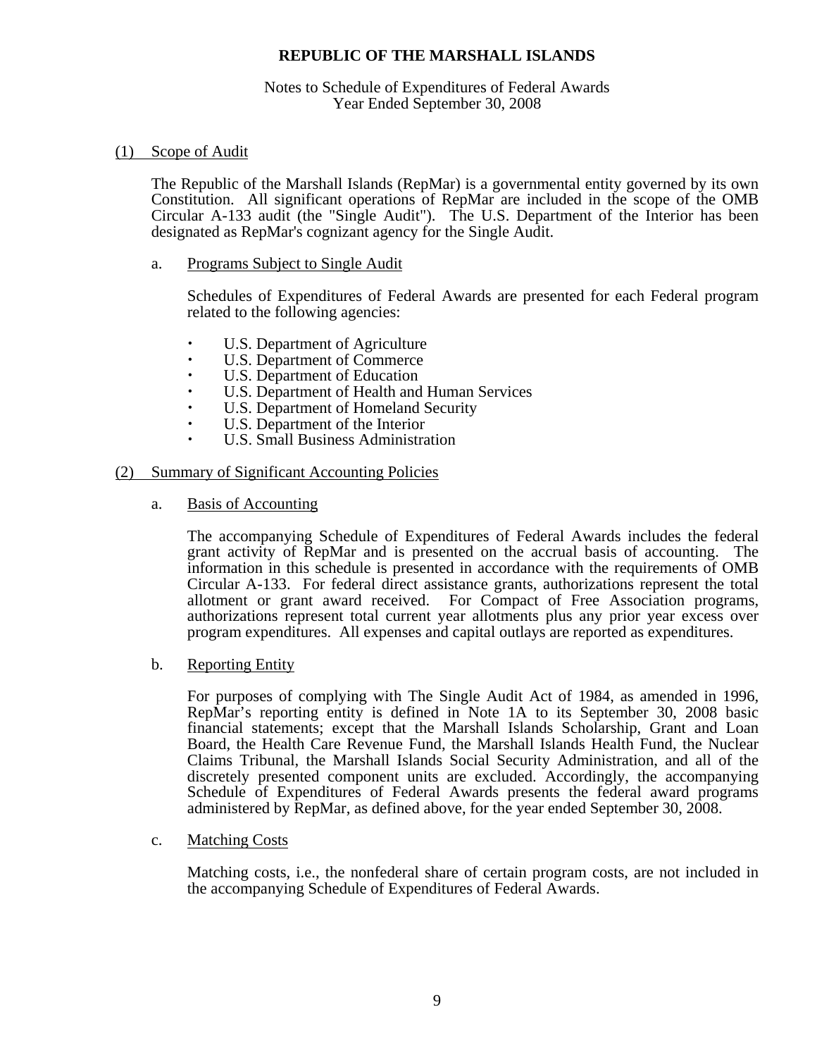# REPUBLIC OF THE MARSHALL ISLANDS

Notes to Schedule of Expenditures of Federal Awards
Year Ended September 30, 2008

## (1) Scope of Audit

The Republic of the Marshall Islands (RepMar) is a governmental entity governed by its own Constitution. All significant operations of RepMar are included in the scope of the OMB Circular A-133 audit (the "Single Audit"). The U.S. Department of the Interior has been designated as RepMar's cognizant agency for the Single Audit.

### a. Programs Subject to Single Audit

Schedules of Expenditures of Federal Awards are presented for each Federal program related to the following agencies:

- U.S. Department of Agriculture
- U.S. Department of Commerce
- U.S. Department of Education
- U.S. Department of Health and Human Services
- U.S. Department of Homeland Security
- U.S. Department of the Interior
- U.S. Small Business Administration

## (2) Summary of Significant Accounting Policies

### a. Basis of Accounting

The accompanying Schedule of Expenditures of Federal Awards includes the federal grant activity of RepMar and is presented on the accrual basis of accounting. The information in this schedule is presented in accordance with the requirements of OMB Circular A-133. For federal direct assistance grants, authorizations represent the total allotment or grant award received. For Compact of Free Association programs, authorizations represent total current year allotments plus any prior year excess over program expenditures. All expenses and capital outlays are reported as expenditures.

### b. Reporting Entity

For purposes of complying with The Single Audit Act of 1984, as amended in 1996, RepMar's reporting entity is defined in Note 1A to its September 30, 2008 basic financial statements; except that the Marshall Islands Scholarship, Grant and Loan Board, the Health Care Revenue Fund, the Marshall Islands Health Fund, the Nuclear Claims Tribunal, the Marshall Islands Social Security Administration, and all of the discretely presented component units are excluded. Accordingly, the accompanying Schedule of Expenditures of Federal Awards presents the federal award programs administered by RepMar, as defined above, for the year ended September 30, 2008.

### c. Matching Costs

Matching costs, i.e., the nonfederal share of certain program costs, are not included in the accompanying Schedule of Expenditures of Federal Awards.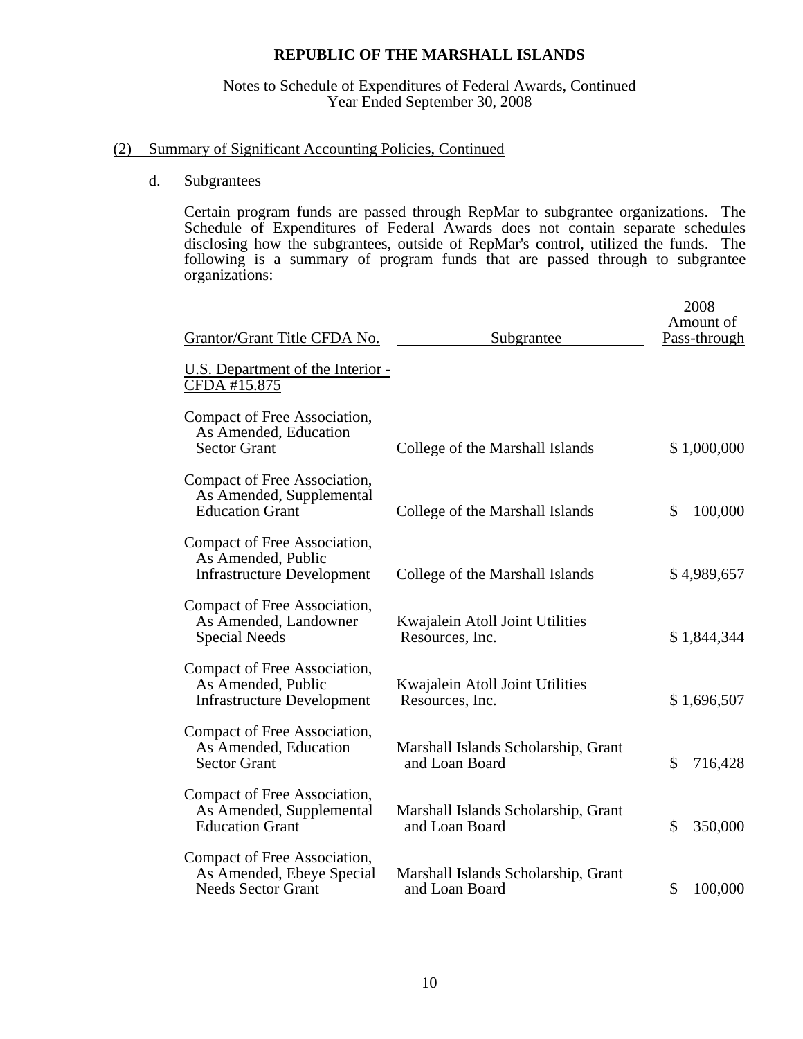# REPUBLIC OF THE MARSHALL ISLANDS

Notes to Schedule of Expenditures of Federal Awards, Continued
Year Ended September 30, 2008

## (2) Summary of Significant Accounting Policies, Continued

### d. Subgrantees

Certain program funds are passed through RepMar to subgrantee organizations. The Schedule of Expenditures of Federal Awards does not contain separate schedules disclosing how the subgrantees, outside of RepMar's control, utilized the funds. The following is a summary of program funds that are passed through to subgrantee organizations:

| Grantor/Grant Title CFDA No. | Subgrantee | 2008 Amount of Pass-through |
|---|---|---|
| U.S. Department of the Interior - CFDA #15.875 | | |
| Compact of Free Association, As Amended, Education Sector Grant | College of the Marshall Islands | $ 1,000,000 |
| Compact of Free Association, As Amended, Supplemental Education Grant | College of the Marshall Islands | $ 100,000 |
| Compact of Free Association, As Amended, Public Infrastructure Development | College of the Marshall Islands | $ 4,989,657 |
| Compact of Free Association, As Amended, Landowner Special Needs | Kwajalein Atoll Joint Utilities Resources, Inc. | $ 1,844,344 |
| Compact of Free Association, As Amended, Public Infrastructure Development | Kwajalein Atoll Joint Utilities Resources, Inc. | $ 1,696,507 |
| Compact of Free Association, As Amended, Education Sector Grant | Marshall Islands Scholarship, Grant and Loan Board | $ 716,428 |
| Compact of Free Association, As Amended, Supplemental Education Grant | Marshall Islands Scholarship, Grant and Loan Board | $ 350,000 |
| Compact of Free Association, As Amended, Ebeye Special Needs Sector Grant | Marshall Islands Scholarship, Grant and Loan Board | $ 100,000 |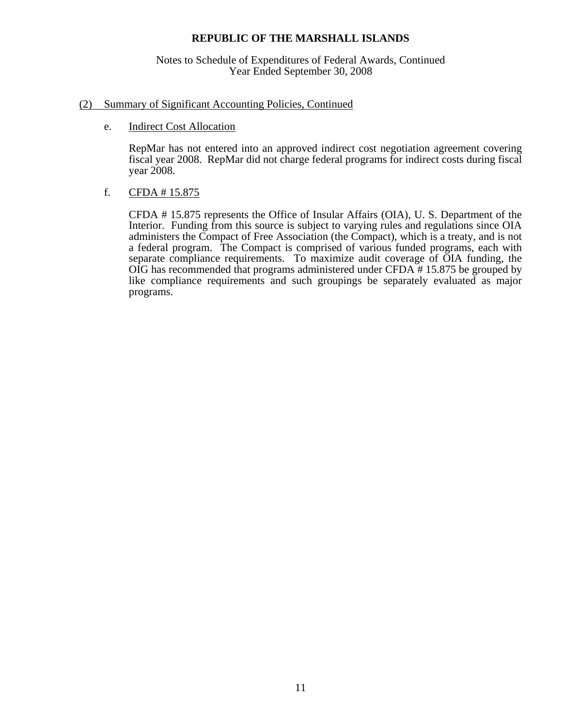# REPUBLIC OF THE MARSHALL ISLANDS

Notes to Schedule of Expenditures of Federal Awards, Continued
Year Ended September 30, 2008

## (2) Summary of Significant Accounting Policies, Continued

### e. Indirect Cost Allocation

RepMar has not entered into an approved indirect cost negotiation agreement covering fiscal year 2008. RepMar did not charge federal programs for indirect costs during fiscal year 2008.

### f. CFDA # 15.875

CFDA # 15.875 represents the Office of Insular Affairs (OIA), U. S. Department of the Interior. Funding from this source is subject to varying rules and regulations since OIA administers the Compact of Free Association (the Compact), which is a treaty, and is not a federal program. The Compact is comprised of various funded programs, each with separate compliance requirements. To maximize audit coverage of OIA funding, the OIG has recommended that programs administered under CFDA # 15.875 be grouped by like compliance requirements and such groupings be separately evaluated as major programs.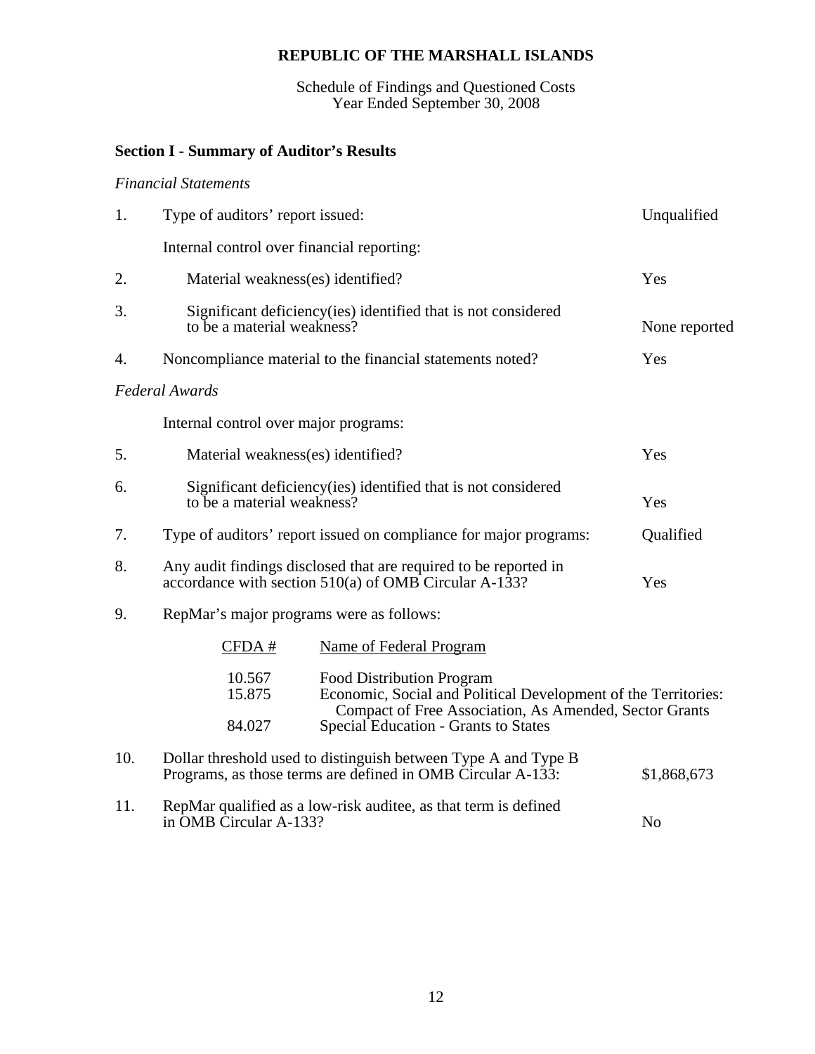**REPUBLIC OF THE MARSHALL ISLANDS**

Schedule of Findings and Questioned Costs
Year Ended September 30, 2008

**Section I - Summary of Auditor's Results**

*Financial Statements*

| | | |
|---|---|---|
| 1. | Type of auditors' report issued: | Unqualified |
| | Internal control over financial reporting: | |
| 2. | Material weakness(es) identified? | Yes |
| 3. | Significant deficiency(ies) identified that is not considered to be a material weakness? | None reported |
| 4. | Noncompliance material to the financial statements noted? | Yes |

*Federal Awards*

| | | |
|---|---|---|
| | Internal control over major programs: | |
| 5. | Material weakness(es) identified? | Yes |
| 6. | Significant deficiency(ies) identified that is not considered to be a material weakness? | Yes |
| 7. | Type of auditors' report issued on compliance for major programs: | Qualified |
| 8. | Any audit findings disclosed that are required to be reported in accordance with section 510(a) of OMB Circular A-133? | Yes |
| 9. | RepMar's major programs were as follows: | |

| CFDA # | Name of Federal Program |
|---|---|
| 10.567 | Food Distribution Program |
| 15.875 | Economic, Social and Political Development of the Territories: Compact of Free Association, As Amended, Sector Grants |
| 84.027 | Special Education - Grants to States |

| | | |
|---|---|---|
| 10. | Dollar threshold used to distinguish between Type A and Type B Programs, as those terms are defined in OMB Circular A-133: | \$1,868,673 |
| 11. | RepMar qualified as a low-risk auditee, as that term is defined in OMB Circular A-133? | No |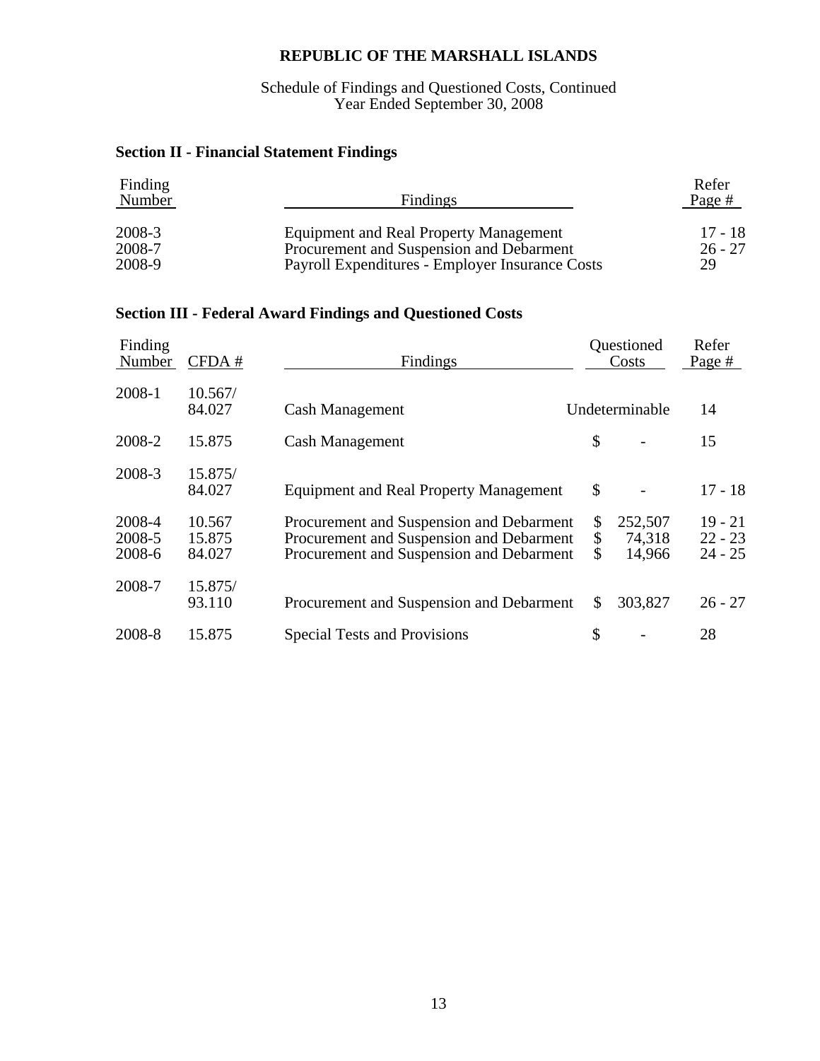# REPUBLIC OF THE MARSHALL ISLANDS

Schedule of Findings and Questioned Costs, Continued
Year Ended September 30, 2008

## Section II - Financial Statement Findings

| Finding Number | Findings | Refer Page # |
|---|---|---|
| 2008-3 | Equipment and Real Property Management | 17 - 18 |
| 2008-7 | Procurement and Suspension and Debarment | 26 - 27 |
| 2008-9 | Payroll Expenditures - Employer Insurance Costs | 29 |

## Section III - Federal Award Findings and Questioned Costs

| Finding Number | CFDA # | Findings | Questioned Costs | Refer Page # |
|---|---|---|---|---|
| 2008-1 | 10.567/ 84.027 | Cash Management | Undeterminable | 14 |
| 2008-2 | 15.875 | Cash Management | $ - | 15 |
| 2008-3 | 15.875/ 84.027 | Equipment and Real Property Management | $ - | 17 - 18 |
| 2008-4 | 10.567 | Procurement and Suspension and Debarment | $ 252,507 | 19 - 21 |
| 2008-5 | 15.875 | Procurement and Suspension and Debarment | $ 74,318 | 22 - 23 |
| 2008-6 | 84.027 | Procurement and Suspension and Debarment | $ 14,966 | 24 - 25 |
| 2008-7 | 15.875/ 93.110 | Procurement and Suspension and Debarment | $ 303,827 | 26 - 27 |
| 2008-8 | 15.875 | Special Tests and Provisions | $ - | 28 |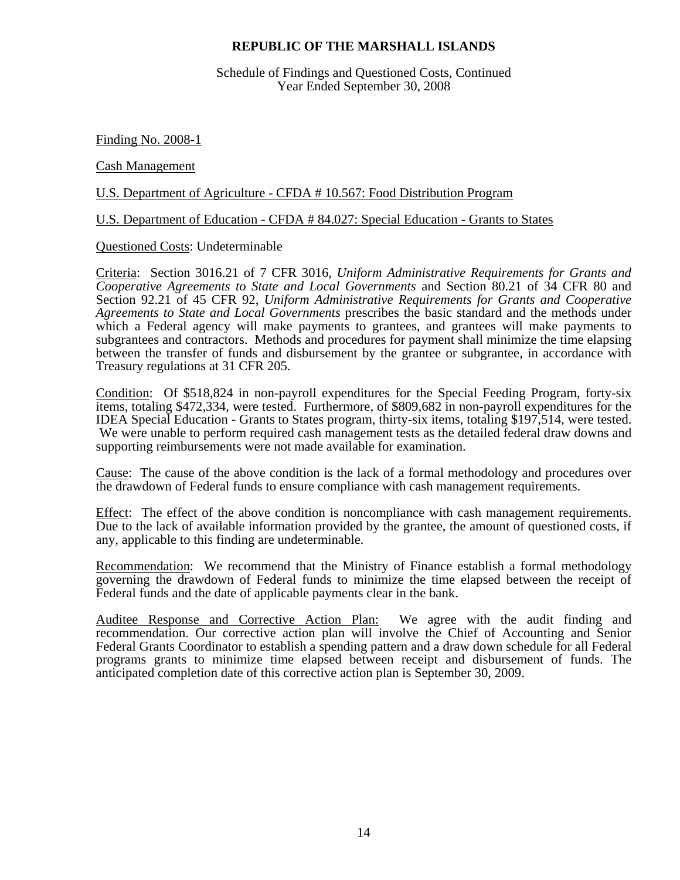# REPUBLIC OF THE MARSHALL ISLANDS

Schedule of Findings and Questioned Costs, Continued
Year Ended September 30, 2008

Finding No. 2008-1

Cash Management

U.S. Department of Agriculture - CFDA # 10.567: Food Distribution Program

U.S. Department of Education - CFDA # 84.027: Special Education - Grants to States

Questioned Costs: Undeterminable

Criteria: Section 3016.21 of 7 CFR 3016, *Uniform Administrative Requirements for Grants and Cooperative Agreements to State and Local Governments* and Section 80.21 of 34 CFR 80 and Section 92.21 of 45 CFR 92, *Uniform Administrative Requirements for Grants and Cooperative Agreements to State and Local Governments* prescribes the basic standard and the methods under which a Federal agency will make payments to grantees, and grantees will make payments to subgrantees and contractors. Methods and procedures for payment shall minimize the time elapsing between the transfer of funds and disbursement by the grantee or subgrantee, in accordance with Treasury regulations at 31 CFR 205.

Condition: Of $518,824 in non-payroll expenditures for the Special Feeding Program, forty-six items, totaling $472,334, were tested. Furthermore, of $809,682 in non-payroll expenditures for the IDEA Special Education - Grants to States program, thirty-six items, totaling $197,514, were tested. We were unable to perform required cash management tests as the detailed federal draw downs and supporting reimbursements were not made available for examination.

Cause: The cause of the above condition is the lack of a formal methodology and procedures over the drawdown of Federal funds to ensure compliance with cash management requirements.

Effect: The effect of the above condition is noncompliance with cash management requirements. Due to the lack of available information provided by the grantee, the amount of questioned costs, if any, applicable to this finding are undeterminable.

Recommendation: We recommend that the Ministry of Finance establish a formal methodology governing the drawdown of Federal funds to minimize the time elapsed between the receipt of Federal funds and the date of applicable payments clear in the bank.

Auditee Response and Corrective Action Plan: We agree with the audit finding and recommendation. Our corrective action plan will involve the Chief of Accounting and Senior Federal Grants Coordinator to establish a spending pattern and a draw down schedule for all Federal programs grants to minimize time elapsed between receipt and disbursement of funds. The anticipated completion date of this corrective action plan is September 30, 2009.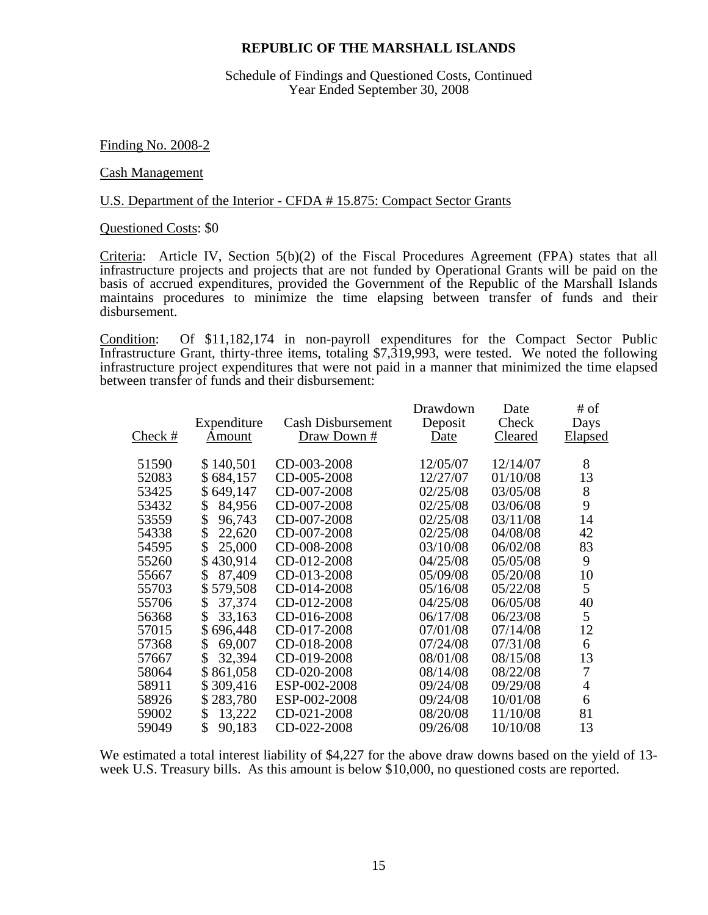**REPUBLIC OF THE MARSHALL ISLANDS**

Schedule of Findings and Questioned Costs, Continued
Year Ended September 30, 2008

Finding No. 2008-2

Cash Management

U.S. Department of the Interior - CFDA # 15.875: Compact Sector Grants

Questioned Costs: $0

Criteria: Article IV, Section 5(b)(2) of the Fiscal Procedures Agreement (FPA) states that all infrastructure projects and projects that are not funded by Operational Grants will be paid on the basis of accrued expenditures, provided the Government of the Republic of the Marshall Islands maintains procedures to minimize the time elapsing between transfer of funds and their disbursement.

Condition: Of $11,182,174 in non-payroll expenditures for the Compact Sector Public Infrastructure Grant, thirty-three items, totaling $7,319,993, were tested. We noted the following infrastructure project expenditures that were not paid in a manner that minimized the time elapsed between transfer of funds and their disbursement:

| Check # | Expenditure Amount | Cash Disbursement Draw Down # | Drawdown Deposit Date | Date Check Cleared | # of Days Elapsed |
|---|---|---|---|---|---|
| 51590 | $ 140,501 | CD-003-2008 | 12/05/07 | 12/14/07 | 8 |
| 52083 | $ 684,157 | CD-005-2008 | 12/27/07 | 01/10/08 | 13 |
| 53425 | $ 649,147 | CD-007-2008 | 02/25/08 | 03/05/08 | 8 |
| 53432 | $ 84,956 | CD-007-2008 | 02/25/08 | 03/06/08 | 9 |
| 53559 | $ 96,743 | CD-007-2008 | 02/25/08 | 03/11/08 | 14 |
| 54338 | $ 22,620 | CD-007-2008 | 02/25/08 | 04/08/08 | 42 |
| 54595 | $ 25,000 | CD-008-2008 | 03/10/08 | 06/02/08 | 83 |
| 55260 | $ 430,914 | CD-012-2008 | 04/25/08 | 05/05/08 | 9 |
| 55667 | $ 87,409 | CD-013-2008 | 05/09/08 | 05/20/08 | 10 |
| 55703 | $ 579,508 | CD-014-2008 | 05/16/08 | 05/22/08 | 5 |
| 55706 | $ 37,374 | CD-012-2008 | 04/25/08 | 06/05/08 | 40 |
| 56368 | $ 33,163 | CD-016-2008 | 06/17/08 | 06/23/08 | 5 |
| 57015 | $ 696,448 | CD-017-2008 | 07/01/08 | 07/14/08 | 12 |
| 57368 | $ 69,007 | CD-018-2008 | 07/24/08 | 07/31/08 | 6 |
| 57667 | $ 32,394 | CD-019-2008 | 08/01/08 | 08/15/08 | 13 |
| 58064 | $ 861,058 | CD-020-2008 | 08/14/08 | 08/22/08 | 7 |
| 58911 | $ 309,416 | ESP-002-2008 | 09/24/08 | 09/29/08 | 4 |
| 58926 | $ 283,780 | ESP-002-2008 | 09/24/08 | 10/01/08 | 6 |
| 59002 | $ 13,222 | CD-021-2008 | 08/20/08 | 11/10/08 | 81 |
| 59049 | $ 90,183 | CD-022-2008 | 09/26/08 | 10/10/08 | 13 |

We estimated a total interest liability of $4,227 for the above draw downs based on the yield of 13-week U.S. Treasury bills. As this amount is below $10,000, no questioned costs are reported.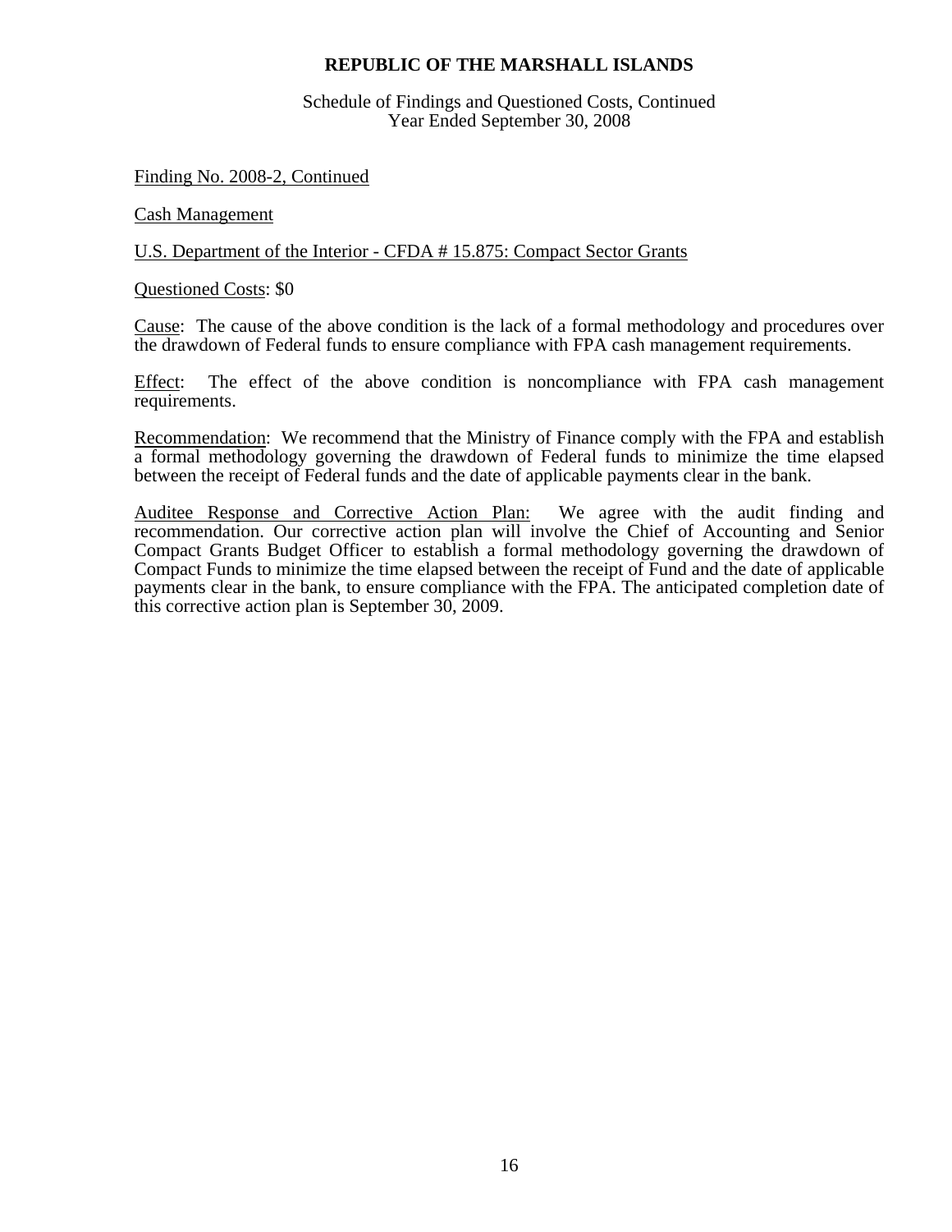# REPUBLIC OF THE MARSHALL ISLANDS

Schedule of Findings and Questioned Costs, Continued
Year Ended September 30, 2008

Finding No. 2008-2, Continued

Cash Management

U.S. Department of the Interior - CFDA # 15.875: Compact Sector Grants

Questioned Costs: $0

Cause: The cause of the above condition is the lack of a formal methodology and procedures over the drawdown of Federal funds to ensure compliance with FPA cash management requirements.

Effect: The effect of the above condition is noncompliance with FPA cash management requirements.

Recommendation: We recommend that the Ministry of Finance comply with the FPA and establish a formal methodology governing the drawdown of Federal funds to minimize the time elapsed between the receipt of Federal funds and the date of applicable payments clear in the bank.

Auditee Response and Corrective Action Plan: We agree with the audit finding and recommendation. Our corrective action plan will involve the Chief of Accounting and Senior Compact Grants Budget Officer to establish a formal methodology governing the drawdown of Compact Funds to minimize the time elapsed between the receipt of Fund and the date of applicable payments clear in the bank, to ensure compliance with the FPA. The anticipated completion date of this corrective action plan is September 30, 2009.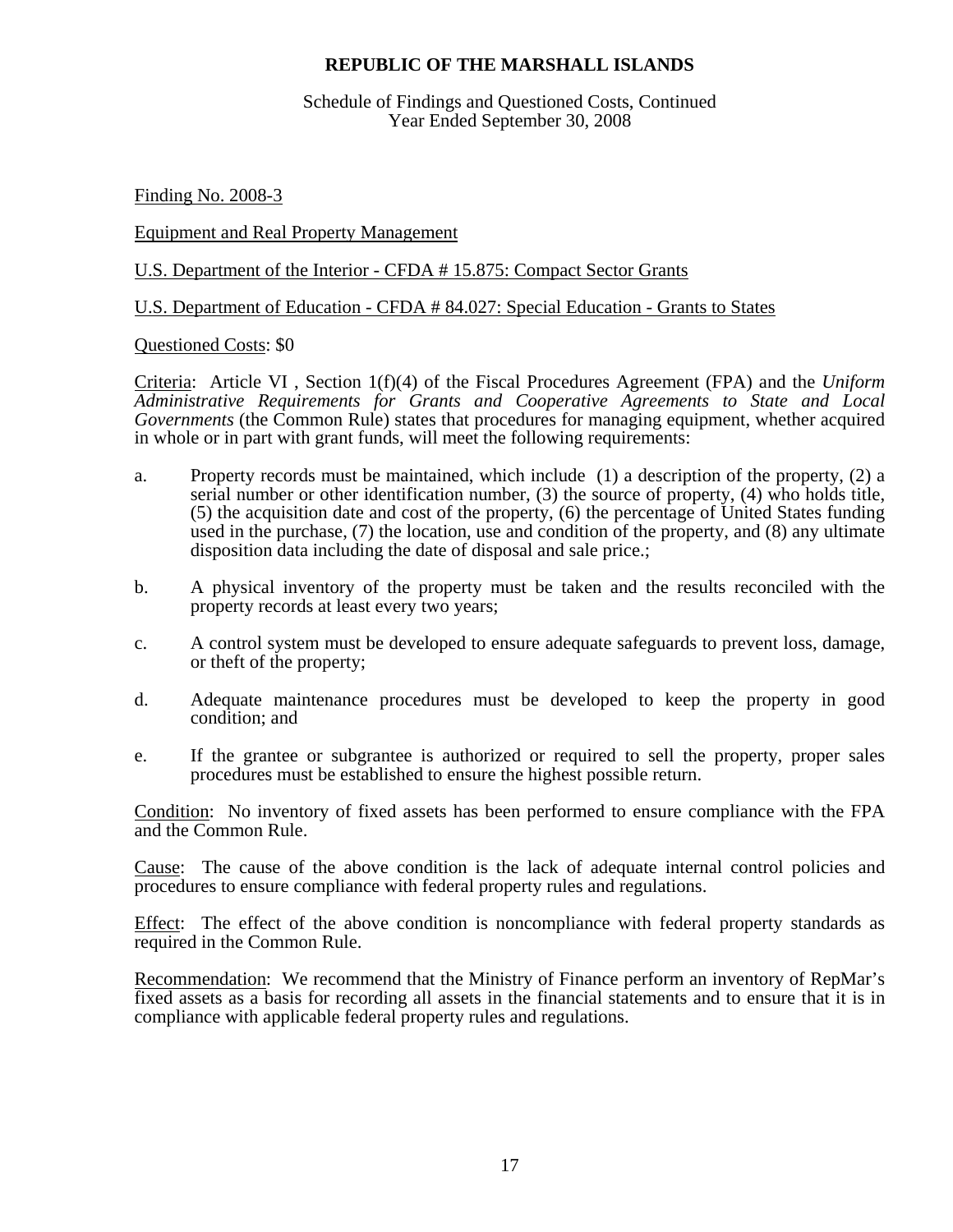# REPUBLIC OF THE MARSHALL ISLANDS

Schedule of Findings and Questioned Costs, Continued
Year Ended September 30, 2008

Finding No. 2008-3

Equipment and Real Property Management

U.S. Department of the Interior - CFDA # 15.875: Compact Sector Grants

U.S. Department of Education - CFDA # 84.027: Special Education - Grants to States

Questioned Costs: $0

Criteria: Article VI , Section 1(f)(4) of the Fiscal Procedures Agreement (FPA) and the *Uniform Administrative Requirements for Grants and Cooperative Agreements to State and Local Governments* (the Common Rule) states that procedures for managing equipment, whether acquired in whole or in part with grant funds, will meet the following requirements:

a. Property records must be maintained, which include (1) a description of the property, (2) a serial number or other identification number, (3) the source of property, (4) who holds title, (5) the acquisition date and cost of the property, (6) the percentage of United States funding used in the purchase, (7) the location, use and condition of the property, and (8) any ultimate disposition data including the date of disposal and sale price.;

b. A physical inventory of the property must be taken and the results reconciled with the property records at least every two years;

c. A control system must be developed to ensure adequate safeguards to prevent loss, damage, or theft of the property;

d. Adequate maintenance procedures must be developed to keep the property in good condition; and

e. If the grantee or subgrantee is authorized or required to sell the property, proper sales procedures must be established to ensure the highest possible return.

Condition: No inventory of fixed assets has been performed to ensure compliance with the FPA and the Common Rule.

Cause: The cause of the above condition is the lack of adequate internal control policies and procedures to ensure compliance with federal property rules and regulations.

Effect: The effect of the above condition is noncompliance with federal property standards as required in the Common Rule.

Recommendation: We recommend that the Ministry of Finance perform an inventory of RepMar's fixed assets as a basis for recording all assets in the financial statements and to ensure that it is in compliance with applicable federal property rules and regulations.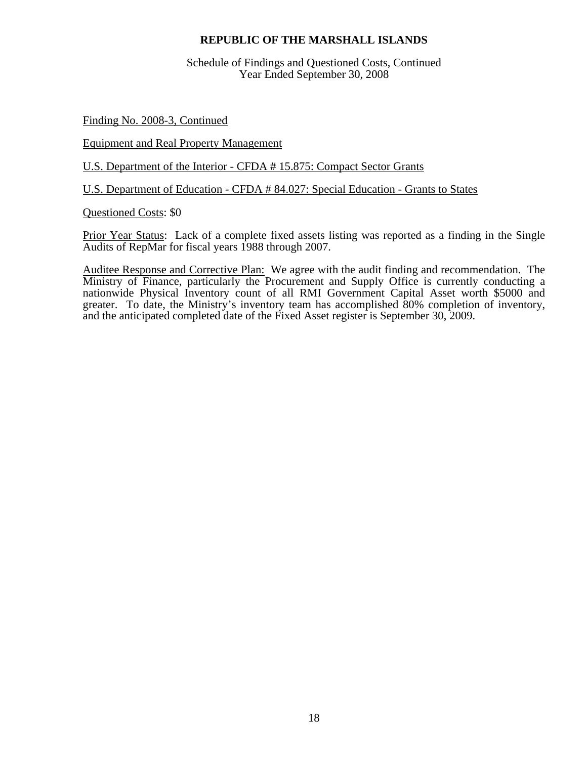Finding No. 2008-3, Continued

Equipment and Real Property Management

U.S. Department of the Interior - CFDA # 15.875: Compact Sector Grants

U.S. Department of Education - CFDA # 84.027: Special Education - Grants to States

Questioned Costs: $0

Prior Year Status: Lack of a complete fixed assets listing was reported as a finding in the Single Audits of RepMar for fiscal years 1988 through 2007.

Auditee Response and Corrective Plan: We agree with the audit finding and recommendation. The Ministry of Finance, particularly the Procurement and Supply Office is currently conducting a nationwide Physical Inventory count of all RMI Government Capital Asset worth $5000 and greater. To date, the Ministry's inventory team has accomplished 80% completion of inventory, and the anticipated completed date of the Fixed Asset register is September 30, 2009.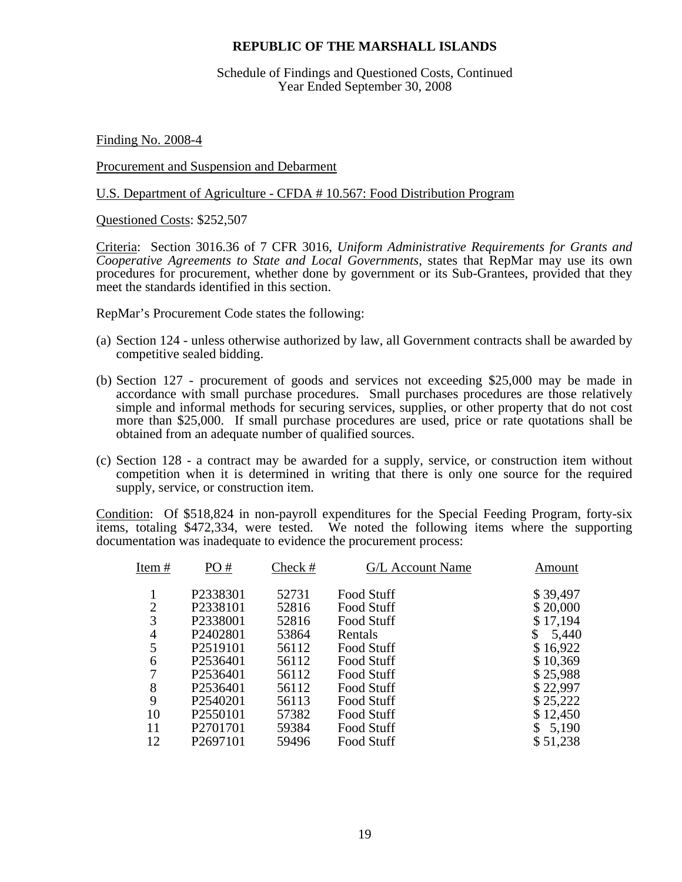# REPUBLIC OF THE MARSHALL ISLANDS

Schedule of Findings and Questioned Costs, Continued
Year Ended September 30, 2008

Finding No. 2008-4

Procurement and Suspension and Debarment

U.S. Department of Agriculture - CFDA # 10.567: Food Distribution Program

Questioned Costs: $252,507

Criteria: Section 3016.36 of 7 CFR 3016, *Uniform Administrative Requirements for Grants and Cooperative Agreements to State and Local Governments*, states that RepMar may use its own procedures for procurement, whether done by government or its Sub-Grantees, provided that they meet the standards identified in this section.

RepMar's Procurement Code states the following:

(a) Section 124 - unless otherwise authorized by law, all Government contracts shall be awarded by competitive sealed bidding.

(b) Section 127 - procurement of goods and services not exceeding $25,000 may be made in accordance with small purchase procedures. Small purchases procedures are those relatively simple and informal methods for securing services, supplies, or other property that do not cost more than $25,000. If small purchase procedures are used, price or rate quotations shall be obtained from an adequate number of qualified sources.

(c) Section 128 - a contract may be awarded for a supply, service, or construction item without competition when it is determined in writing that there is only one source for the required supply, service, or construction item.

Condition: Of $518,824 in non-payroll expenditures for the Special Feeding Program, forty-six items, totaling $472,334, were tested. We noted the following items where the supporting documentation was inadequate to evidence the procurement process:

| Item # | PO # | Check # | G/L Account Name | Amount |
|---|---|---|---|---|
| 1 | P2338301 | 52731 | Food Stuff | $ 39,497 |
| 2 | P2338101 | 52816 | Food Stuff | $ 20,000 |
| 3 | P2338001 | 52816 | Food Stuff | $ 17,194 |
| 4 | P2402801 | 53864 | Rentals | $ 5,440 |
| 5 | P2519101 | 56112 | Food Stuff | $ 16,922 |
| 6 | P2536401 | 56112 | Food Stuff | $ 10,369 |
| 7 | P2536401 | 56112 | Food Stuff | $ 25,988 |
| 8 | P2536401 | 56112 | Food Stuff | $ 22,997 |
| 9 | P2540201 | 56113 | Food Stuff | $ 25,222 |
| 10 | P2550101 | 57382 | Food Stuff | $ 12,450 |
| 11 | P2701701 | 59384 | Food Stuff | $ 5,190 |
| 12 | P2697101 | 59496 | Food Stuff | $ 51,238 |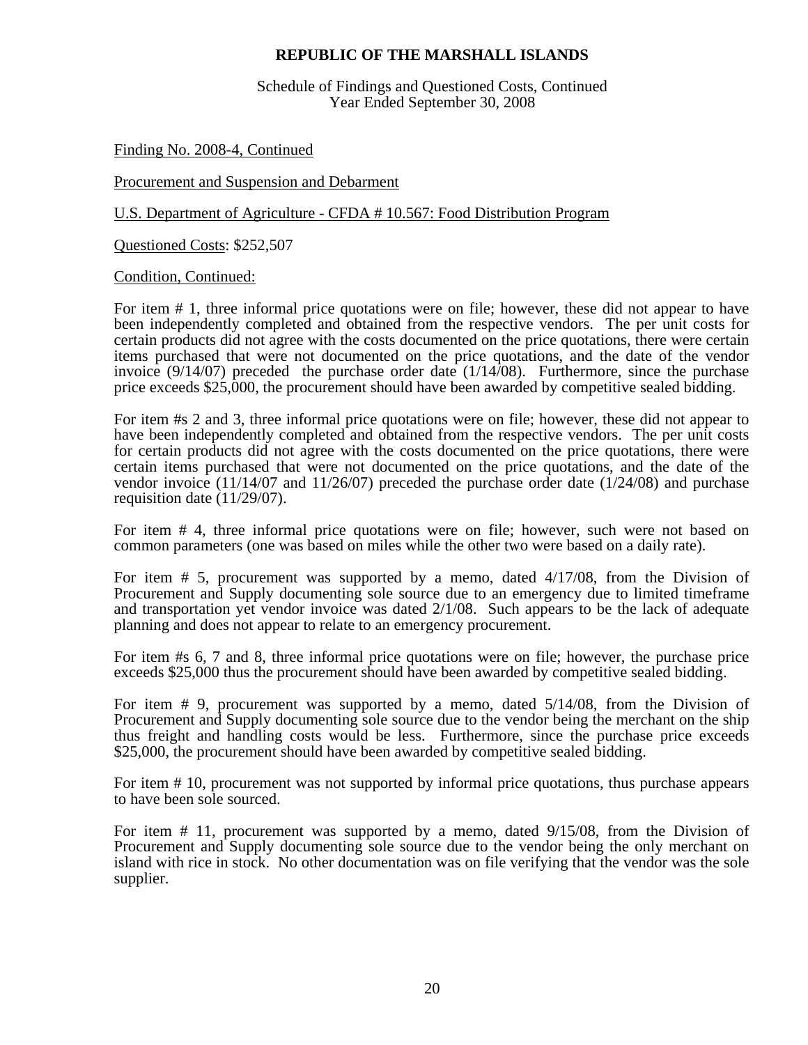# REPUBLIC OF THE MARSHALL ISLANDS

Schedule of Findings and Questioned Costs, Continued
Year Ended September 30, 2008

Finding No. 2008-4, Continued

Procurement and Suspension and Debarment

U.S. Department of Agriculture - CFDA # 10.567: Food Distribution Program

Questioned Costs: $252,507

Condition, Continued:

For item # 1, three informal price quotations were on file; however, these did not appear to have been independently completed and obtained from the respective vendors. The per unit costs for certain products did not agree with the costs documented on the price quotations, there were certain items purchased that were not documented on the price quotations, and the date of the vendor invoice (9/14/07) preceded the purchase order date (1/14/08). Furthermore, since the purchase price exceeds $25,000, the procurement should have been awarded by competitive sealed bidding.

For item #s 2 and 3, three informal price quotations were on file; however, these did not appear to have been independently completed and obtained from the respective vendors. The per unit costs for certain products did not agree with the costs documented on the price quotations, there were certain items purchased that were not documented on the price quotations, and the date of the vendor invoice (11/14/07 and 11/26/07) preceded the purchase order date (1/24/08) and purchase requisition date (11/29/07).

For item # 4, three informal price quotations were on file; however, such were not based on common parameters (one was based on miles while the other two were based on a daily rate).

For item # 5, procurement was supported by a memo, dated 4/17/08, from the Division of Procurement and Supply documenting sole source due to an emergency due to limited timeframe and transportation yet vendor invoice was dated 2/1/08. Such appears to be the lack of adequate planning and does not appear to relate to an emergency procurement.

For item #s 6, 7 and 8, three informal price quotations were on file; however, the purchase price exceeds $25,000 thus the procurement should have been awarded by competitive sealed bidding.

For item # 9, procurement was supported by a memo, dated 5/14/08, from the Division of Procurement and Supply documenting sole source due to the vendor being the merchant on the ship thus freight and handling costs would be less. Furthermore, since the purchase price exceeds $25,000, the procurement should have been awarded by competitive sealed bidding.

For item # 10, procurement was not supported by informal price quotations, thus purchase appears to have been sole sourced.

For item # 11, procurement was supported by a memo, dated 9/15/08, from the Division of Procurement and Supply documenting sole source due to the vendor being the only merchant on island with rice in stock. No other documentation was on file verifying that the vendor was the sole supplier.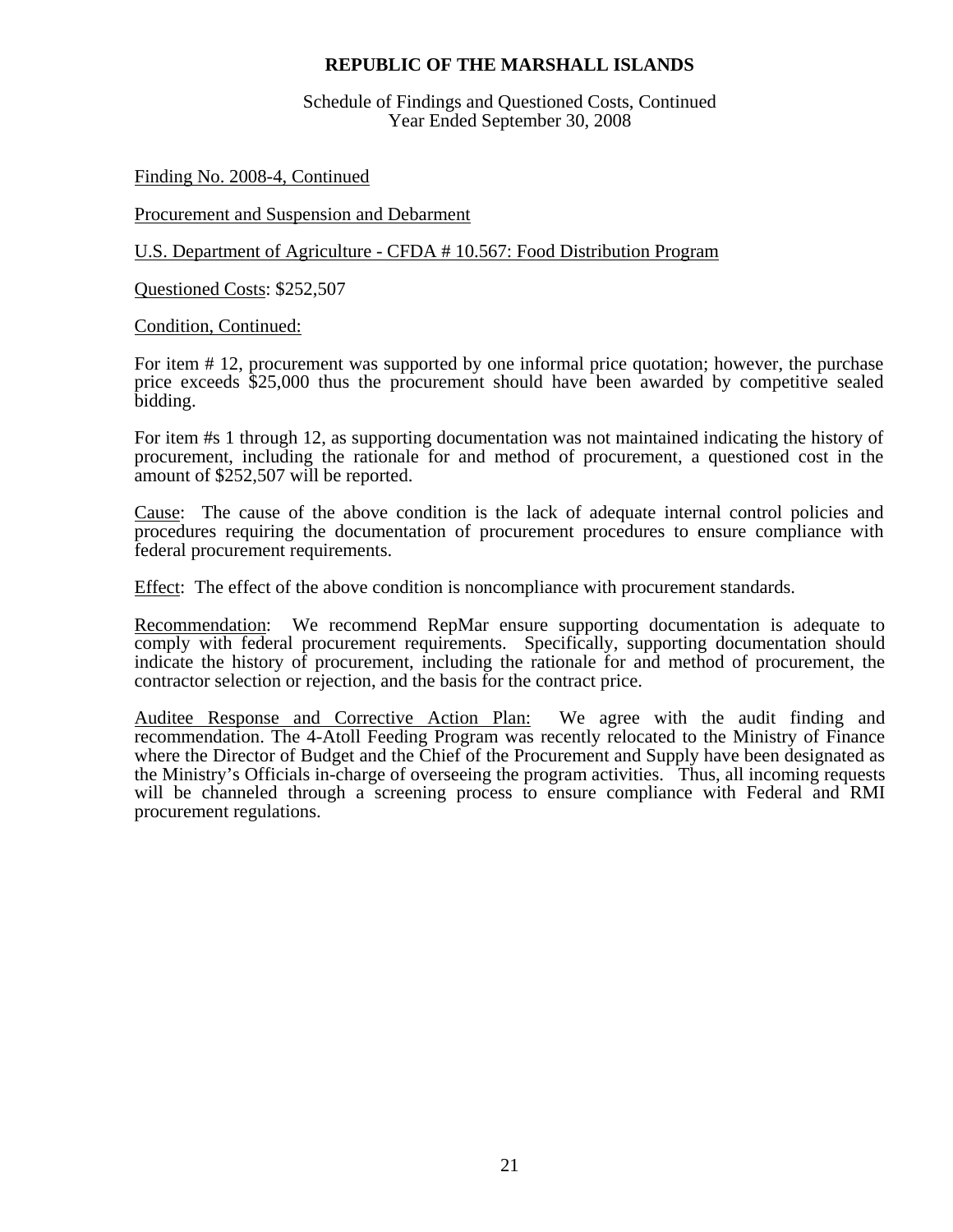**REPUBLIC OF THE MARSHALL ISLANDS**

Schedule of Findings and Questioned Costs, Continued
Year Ended September 30, 2008

Finding No. 2008-4, Continued

Procurement and Suspension and Debarment

U.S. Department of Agriculture - CFDA # 10.567: Food Distribution Program

Questioned Costs: $252,507

Condition, Continued:

For item # 12, procurement was supported by one informal price quotation; however, the purchase price exceeds $25,000 thus the procurement should have been awarded by competitive sealed bidding.

For item #s 1 through 12, as supporting documentation was not maintained indicating the history of procurement, including the rationale for and method of procurement, a questioned cost in the amount of $252,507 will be reported.

Cause: The cause of the above condition is the lack of adequate internal control policies and procedures requiring the documentation of procurement procedures to ensure compliance with federal procurement requirements.

Effect: The effect of the above condition is noncompliance with procurement standards.

Recommendation: We recommend RepMar ensure supporting documentation is adequate to comply with federal procurement requirements. Specifically, supporting documentation should indicate the history of procurement, including the rationale for and method of procurement, the contractor selection or rejection, and the basis for the contract price.

Auditee Response and Corrective Action Plan: We agree with the audit finding and recommendation. The 4-Atoll Feeding Program was recently relocated to the Ministry of Finance where the Director of Budget and the Chief of the Procurement and Supply have been designated as the Ministry's Officials in-charge of overseeing the program activities. Thus, all incoming requests will be channeled through a screening process to ensure compliance with Federal and RMI procurement regulations.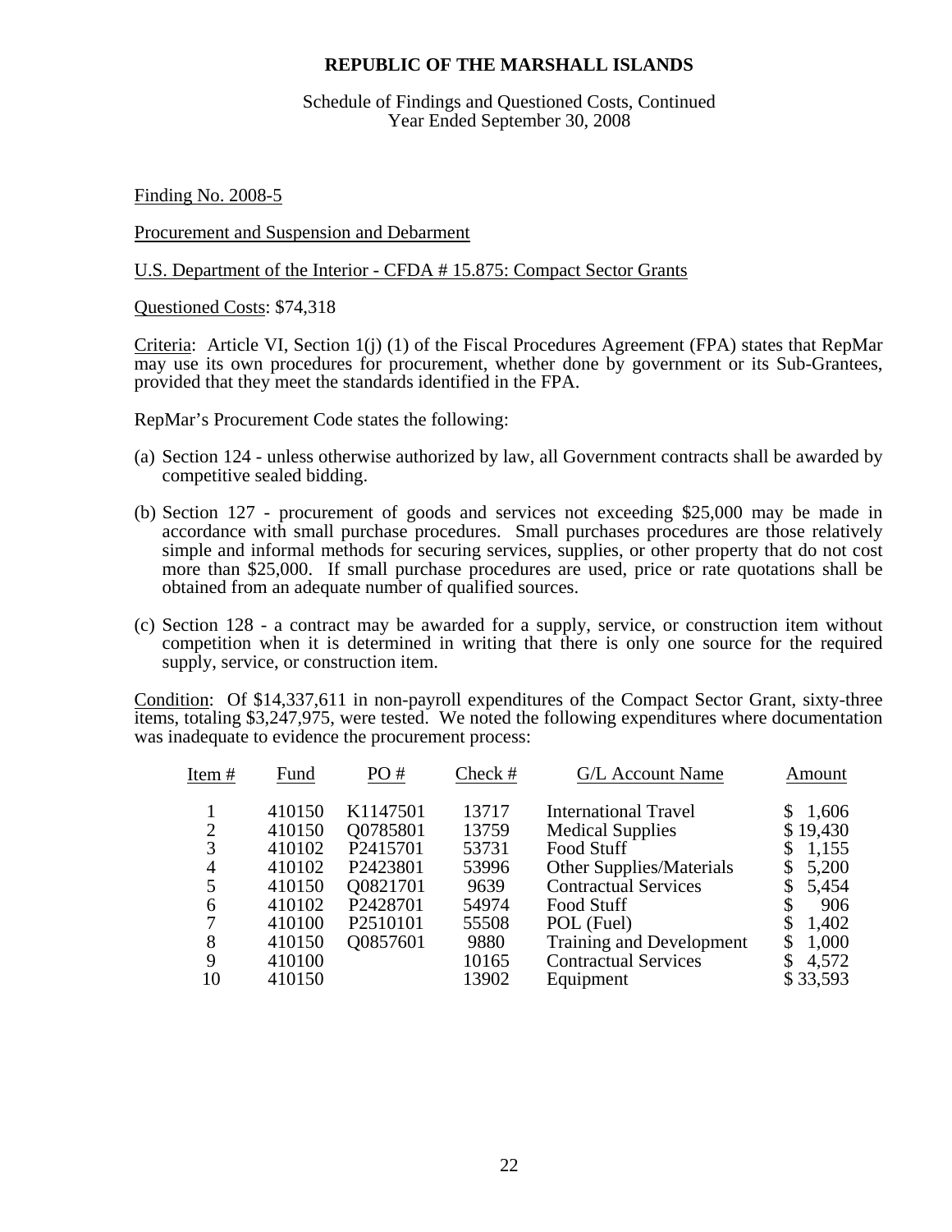# REPUBLIC OF THE MARSHALL ISLANDS

Schedule of Findings and Questioned Costs, Continued
Year Ended September 30, 2008

Finding No. 2008-5

Procurement and Suspension and Debarment

U.S. Department of the Interior - CFDA # 15.875: Compact Sector Grants

Questioned Costs: $74,318

Criteria: Article VI, Section 1(j) (1) of the Fiscal Procedures Agreement (FPA) states that RepMar may use its own procedures for procurement, whether done by government or its Sub-Grantees, provided that they meet the standards identified in the FPA.

RepMar's Procurement Code states the following:

(a) Section 124 - unless otherwise authorized by law, all Government contracts shall be awarded by competitive sealed bidding.

(b) Section 127 - procurement of goods and services not exceeding $25,000 may be made in accordance with small purchase procedures. Small purchases procedures are those relatively simple and informal methods for securing services, supplies, or other property that do not cost more than $25,000. If small purchase procedures are used, price or rate quotations shall be obtained from an adequate number of qualified sources.

(c) Section 128 - a contract may be awarded for a supply, service, or construction item without competition when it is determined in writing that there is only one source for the required supply, service, or construction item.

Condition: Of $14,337,611 in non-payroll expenditures of the Compact Sector Grant, sixty-three items, totaling $3,247,975, were tested. We noted the following expenditures where documentation was inadequate to evidence the procurement process:

| Item # | Fund | PO # | Check # | G/L Account Name | Amount |
|---|---|---|---|---|---|
| 1 | 410150 | K1147501 | 13717 | International Travel | $ 1,606 |
| 2 | 410150 | Q0785801 | 13759 | Medical Supplies | $ 19,430 |
| 3 | 410102 | P2415701 | 53731 | Food Stuff | $ 1,155 |
| 4 | 410102 | P2423801 | 53996 | Other Supplies/Materials | $ 5,200 |
| 5 | 410150 | Q0821701 | 9639 | Contractual Services | $ 5,454 |
| 6 | 410102 | P2428701 | 54974 | Food Stuff | $ 906 |
| 7 | 410100 | P2510101 | 55508 | POL (Fuel) | $ 1,402 |
| 8 | 410150 | Q0857601 | 9880 | Training and Development | $ 1,000 |
| 9 | 410100 | | 10165 | Contractual Services | $ 4,572 |
| 10 | 410150 | | 13902 | Equipment | $ 33,593 |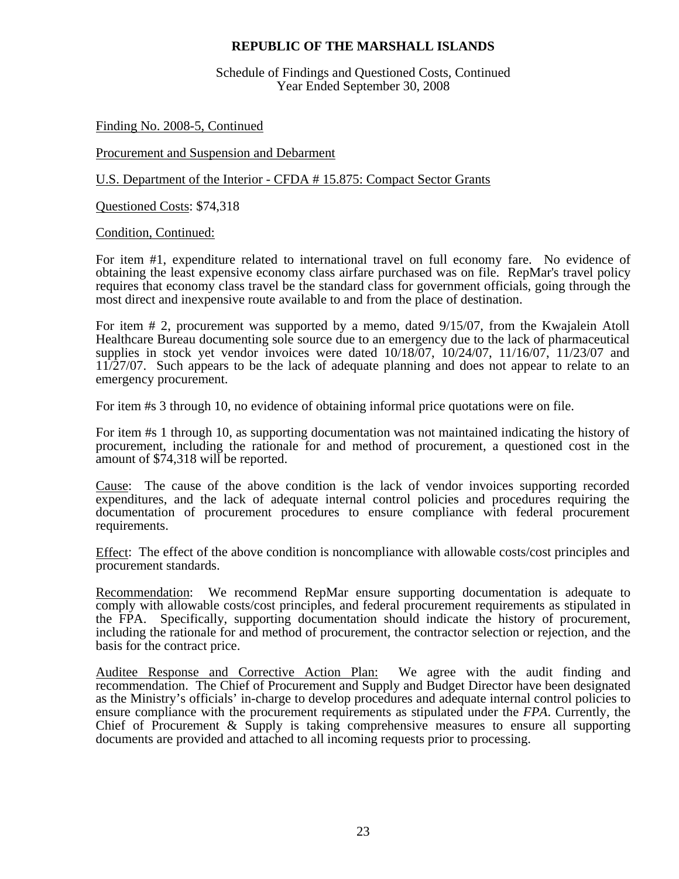**REPUBLIC OF THE MARSHALL ISLANDS**

Schedule of Findings and Questioned Costs, Continued
Year Ended September 30, 2008

Finding No. 2008-5, Continued

Procurement and Suspension and Debarment

U.S. Department of the Interior - CFDA # 15.875: Compact Sector Grants

Questioned Costs: $74,318

Condition, Continued:

For item #1, expenditure related to international travel on full economy fare. No evidence of obtaining the least expensive economy class airfare purchased was on file. RepMar's travel policy requires that economy class travel be the standard class for government officials, going through the most direct and inexpensive route available to and from the place of destination.

For item # 2, procurement was supported by a memo, dated 9/15/07, from the Kwajalein Atoll Healthcare Bureau documenting sole source due to an emergency due to the lack of pharmaceutical supplies in stock yet vendor invoices were dated 10/18/07, 10/24/07, 11/16/07, 11/23/07 and 11/27/07. Such appears to be the lack of adequate planning and does not appear to relate to an emergency procurement.

For item #s 3 through 10, no evidence of obtaining informal price quotations were on file.

For item #s 1 through 10, as supporting documentation was not maintained indicating the history of procurement, including the rationale for and method of procurement, a questioned cost in the amount of $74,318 will be reported.

Cause: The cause of the above condition is the lack of vendor invoices supporting recorded expenditures, and the lack of adequate internal control policies and procedures requiring the documentation of procurement procedures to ensure compliance with federal procurement requirements.

Effect: The effect of the above condition is noncompliance with allowable costs/cost principles and procurement standards.

Recommendation: We recommend RepMar ensure supporting documentation is adequate to comply with allowable costs/cost principles, and federal procurement requirements as stipulated in the FPA. Specifically, supporting documentation should indicate the history of procurement, including the rationale for and method of procurement, the contractor selection or rejection, and the basis for the contract price.

Auditee Response and Corrective Action Plan: We agree with the audit finding and recommendation. The Chief of Procurement and Supply and Budget Director have been designated as the Ministry's officials' in-charge to develop procedures and adequate internal control policies to ensure compliance with the procurement requirements as stipulated under the *FPA*. Currently, the Chief of Procurement & Supply is taking comprehensive measures to ensure all supporting documents are provided and attached to all incoming requests prior to processing.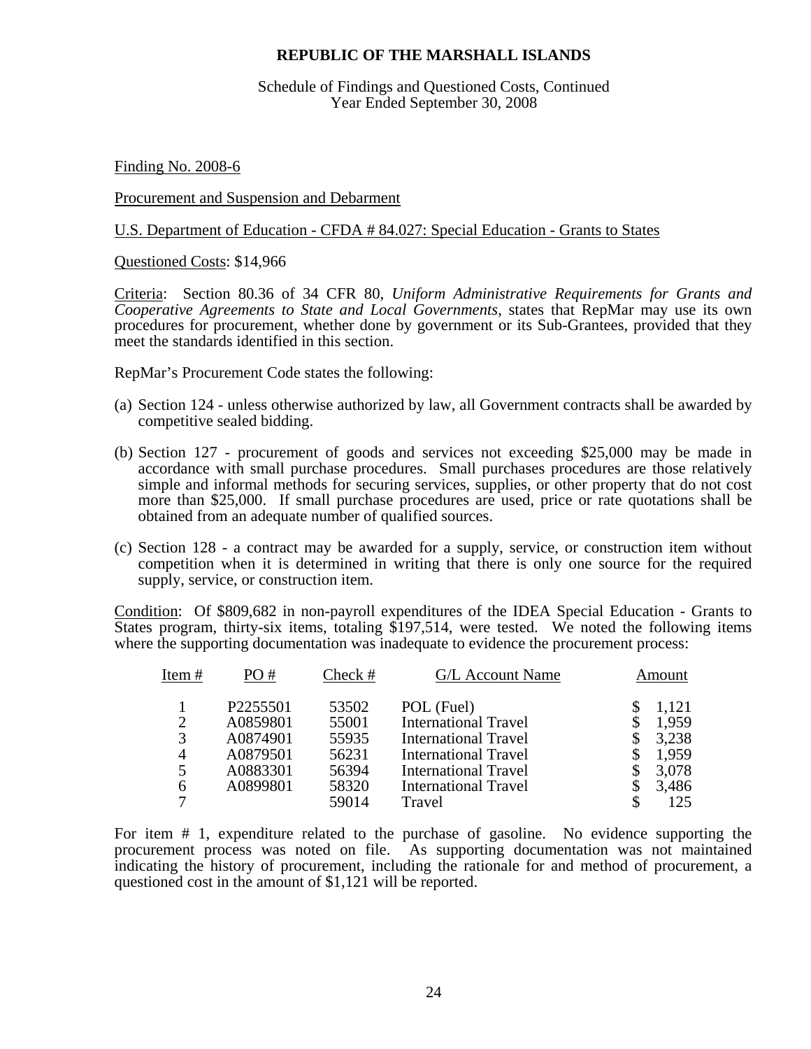**REPUBLIC OF THE MARSHALL ISLANDS**

Schedule of Findings and Questioned Costs, Continued
Year Ended September 30, 2008

Finding No. 2008-6

Procurement and Suspension and Debarment

U.S. Department of Education - CFDA # 84.027: Special Education - Grants to States

Questioned Costs: $14,966

Criteria: Section 80.36 of 34 CFR 80, *Uniform Administrative Requirements for Grants and Cooperative Agreements to State and Local Governments*, states that RepMar may use its own procedures for procurement, whether done by government or its Sub-Grantees, provided that they meet the standards identified in this section.

RepMar's Procurement Code states the following:

(a) Section 124 - unless otherwise authorized by law, all Government contracts shall be awarded by competitive sealed bidding.

(b) Section 127 - procurement of goods and services not exceeding $25,000 may be made in accordance with small purchase procedures. Small purchases procedures are those relatively simple and informal methods for securing services, supplies, or other property that do not cost more than $25,000. If small purchase procedures are used, price or rate quotations shall be obtained from an adequate number of qualified sources.

(c) Section 128 - a contract may be awarded for a supply, service, or construction item without competition when it is determined in writing that there is only one source for the required supply, service, or construction item.

Condition: Of $809,682 in non-payroll expenditures of the IDEA Special Education - Grants to States program, thirty-six items, totaling $197,514, were tested. We noted the following items where the supporting documentation was inadequate to evidence the procurement process:

| Item # | PO # | Check # | G/L Account Name | Amount |
|---|---|---|---|---|
| 1 | P2255501 | 53502 | POL (Fuel) | $ 1,121 |
| 2 | A0859801 | 55001 | International Travel | $ 1,959 |
| 3 | A0874901 | 55935 | International Travel | $ 3,238 |
| 4 | A0879501 | 56231 | International Travel | $ 1,959 |
| 5 | A0883301 | 56394 | International Travel | $ 3,078 |
| 6 | A0899801 | 58320 | International Travel | $ 3,486 |
| 7 | | 59014 | Travel | $ 125 |

For item # 1, expenditure related to the purchase of gasoline. No evidence supporting the procurement process was noted on file. As supporting documentation was not maintained indicating the history of procurement, including the rationale for and method of procurement, a questioned cost in the amount of $1,121 will be reported.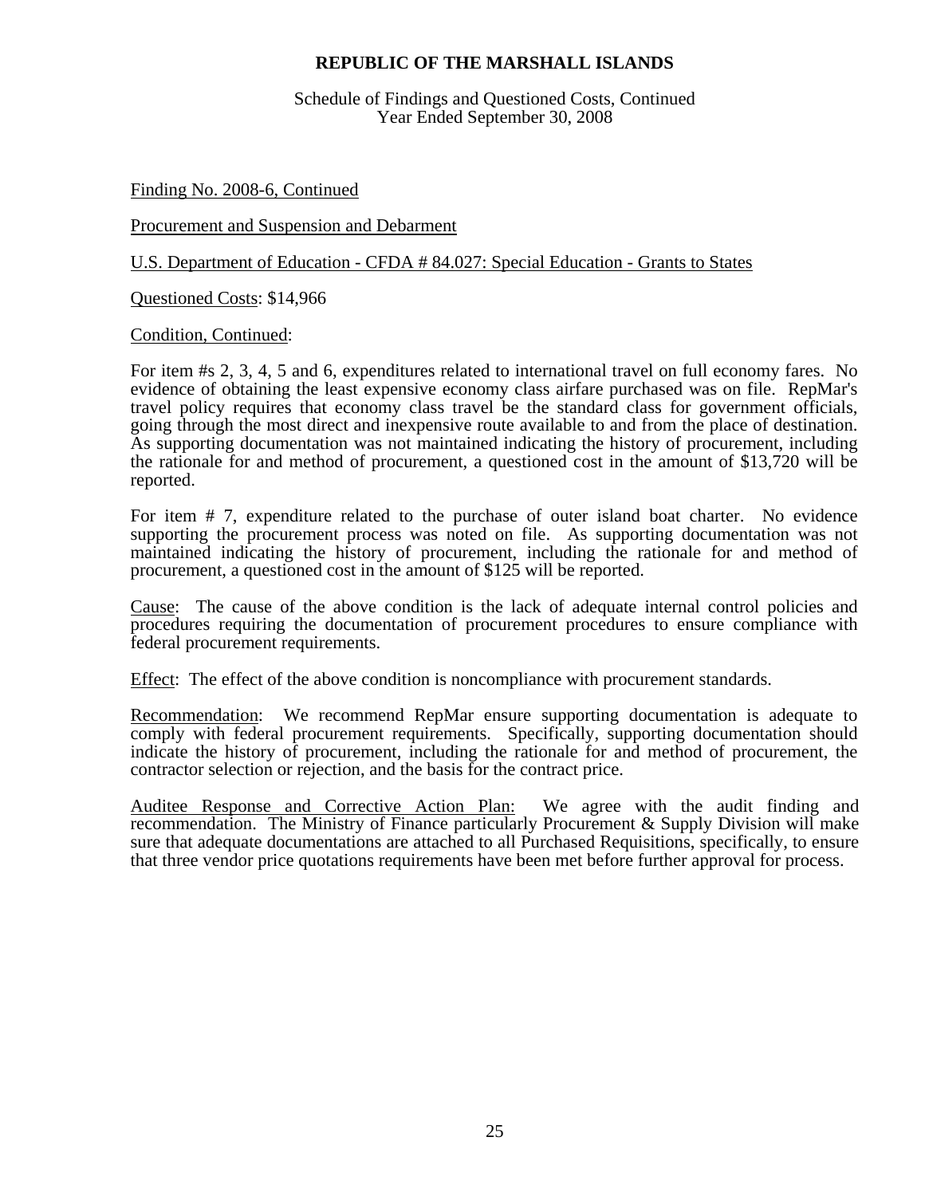# REPUBLIC OF THE MARSHALL ISLANDS

Schedule of Findings and Questioned Costs, Continued
Year Ended September 30, 2008

Finding No. 2008-6, Continued

Procurement and Suspension and Debarment

U.S. Department of Education - CFDA # 84.027: Special Education - Grants to States

Questioned Costs: $14,966

Condition, Continued:

For item #s 2, 3, 4, 5 and 6, expenditures related to international travel on full economy fares. No evidence of obtaining the least expensive economy class airfare purchased was on file. RepMar's travel policy requires that economy class travel be the standard class for government officials, going through the most direct and inexpensive route available to and from the place of destination. As supporting documentation was not maintained indicating the history of procurement, including the rationale for and method of procurement, a questioned cost in the amount of $13,720 will be reported.

For item # 7, expenditure related to the purchase of outer island boat charter. No evidence supporting the procurement process was noted on file. As supporting documentation was not maintained indicating the history of procurement, including the rationale for and method of procurement, a questioned cost in the amount of $125 will be reported.

Cause: The cause of the above condition is the lack of adequate internal control policies and procedures requiring the documentation of procurement procedures to ensure compliance with federal procurement requirements.

Effect: The effect of the above condition is noncompliance with procurement standards.

Recommendation: We recommend RepMar ensure supporting documentation is adequate to comply with federal procurement requirements. Specifically, supporting documentation should indicate the history of procurement, including the rationale for and method of procurement, the contractor selection or rejection, and the basis for the contract price.

Auditee Response and Corrective Action Plan: We agree with the audit finding and recommendation. The Ministry of Finance particularly Procurement & Supply Division will make sure that adequate documentations are attached to all Purchased Requisitions, specifically, to ensure that three vendor price quotations requirements have been met before further approval for process.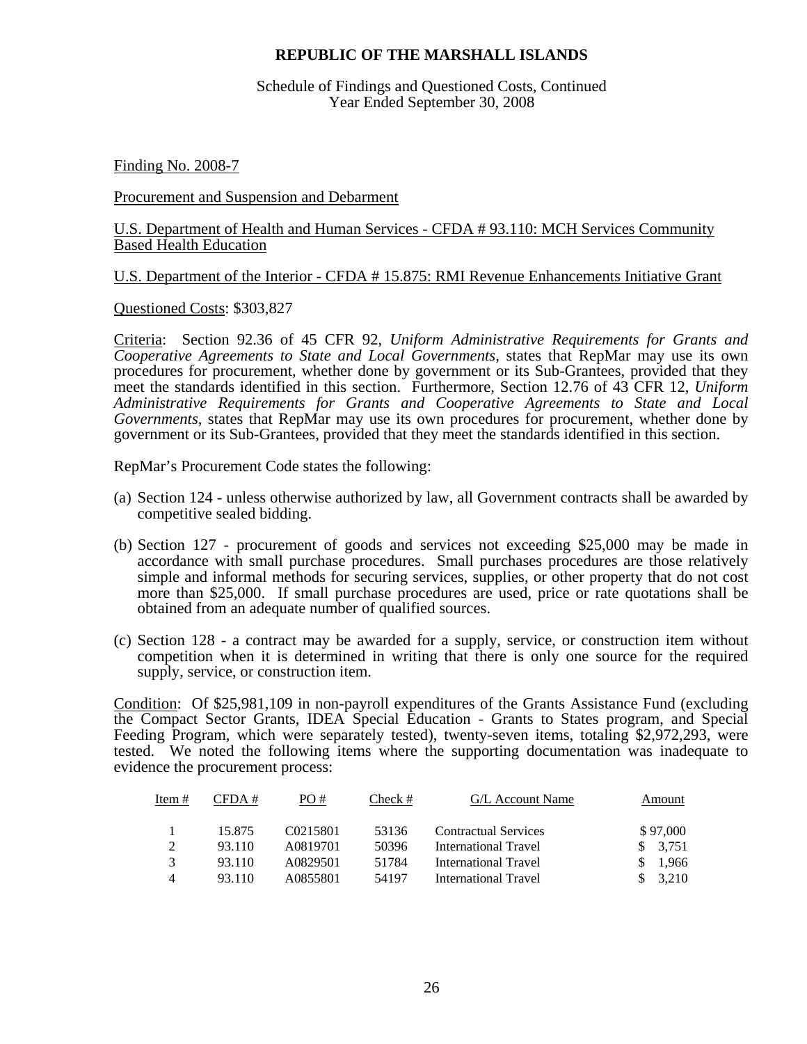**REPUBLIC OF THE MARSHALL ISLANDS**

Schedule of Findings and Questioned Costs, Continued
Year Ended September 30, 2008

Finding No. 2008-7

Procurement and Suspension and Debarment

U.S. Department of Health and Human Services - CFDA # 93.110: MCH Services Community Based Health Education

U.S. Department of the Interior - CFDA # 15.875: RMI Revenue Enhancements Initiative Grant

Questioned Costs: $303,827

Criteria: Section 92.36 of 45 CFR 92, *Uniform Administrative Requirements for Grants and Cooperative Agreements to State and Local Governments*, states that RepMar may use its own procedures for procurement, whether done by government or its Sub-Grantees, provided that they meet the standards identified in this section. Furthermore, Section 12.76 of 43 CFR 12, *Uniform Administrative Requirements for Grants and Cooperative Agreements to State and Local Governments*, states that RepMar may use its own procedures for procurement, whether done by government or its Sub-Grantees, provided that they meet the standards identified in this section.

RepMar's Procurement Code states the following:

(a) Section 124 - unless otherwise authorized by law, all Government contracts shall be awarded by competitive sealed bidding.

(b) Section 127 - procurement of goods and services not exceeding $25,000 may be made in accordance with small purchase procedures. Small purchases procedures are those relatively simple and informal methods for securing services, supplies, or other property that do not cost more than $25,000. If small purchase procedures are used, price or rate quotations shall be obtained from an adequate number of qualified sources.

(c) Section 128 - a contract may be awarded for a supply, service, or construction item without competition when it is determined in writing that there is only one source for the required supply, service, or construction item.

Condition: Of $25,981,109 in non-payroll expenditures of the Grants Assistance Fund (excluding the Compact Sector Grants, IDEA Special Education - Grants to States program, and Special Feeding Program, which were separately tested), twenty-seven items, totaling $2,972,293, were tested. We noted the following items where the supporting documentation was inadequate to evidence the procurement process:

| Item # | CFDA # | PO # | Check # | G/L Account Name | Amount |
|---|---|---|---|---|---|
| 1 | 15.875 | C0215801 | 53136 | Contractual Services | $ 97,000 |
| 2 | 93.110 | A0819701 | 50396 | International Travel | $ 3,751 |
| 3 | 93.110 | A0829501 | 51784 | International Travel | $ 1,966 |
| 4 | 93.110 | A0855801 | 54197 | International Travel | $ 3,210 |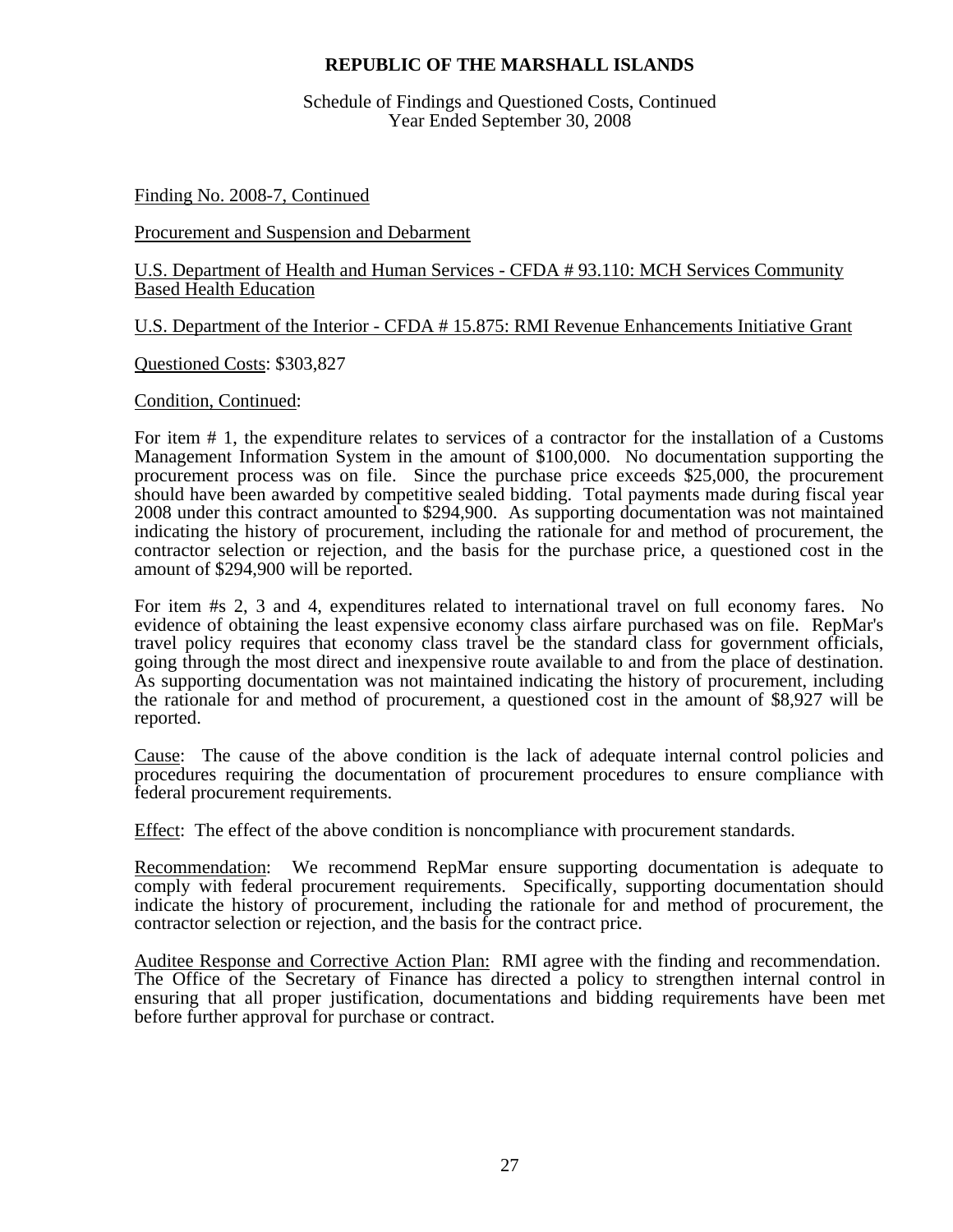# REPUBLIC OF THE MARSHALL ISLANDS

Schedule of Findings and Questioned Costs, Continued
Year Ended September 30, 2008

Finding No. 2008-7, Continued

Procurement and Suspension and Debarment

U.S. Department of Health and Human Services - CFDA # 93.110: MCH Services Community Based Health Education

U.S. Department of the Interior - CFDA # 15.875: RMI Revenue Enhancements Initiative Grant

Questioned Costs: $303,827

Condition, Continued:

For item # 1, the expenditure relates to services of a contractor for the installation of a Customs Management Information System in the amount of $100,000. No documentation supporting the procurement process was on file. Since the purchase price exceeds $25,000, the procurement should have been awarded by competitive sealed bidding. Total payments made during fiscal year 2008 under this contract amounted to $294,900. As supporting documentation was not maintained indicating the history of procurement, including the rationale for and method of procurement, the contractor selection or rejection, and the basis for the purchase price, a questioned cost in the amount of $294,900 will be reported.

For item #s 2, 3 and 4, expenditures related to international travel on full economy fares. No evidence of obtaining the least expensive economy class airfare purchased was on file. RepMar's travel policy requires that economy class travel be the standard class for government officials, going through the most direct and inexpensive route available to and from the place of destination. As supporting documentation was not maintained indicating the history of procurement, including the rationale for and method of procurement, a questioned cost in the amount of $8,927 will be reported.

Cause: The cause of the above condition is the lack of adequate internal control policies and procedures requiring the documentation of procurement procedures to ensure compliance with federal procurement requirements.

Effect: The effect of the above condition is noncompliance with procurement standards.

Recommendation: We recommend RepMar ensure supporting documentation is adequate to comply with federal procurement requirements. Specifically, supporting documentation should indicate the history of procurement, including the rationale for and method of procurement, the contractor selection or rejection, and the basis for the contract price.

Auditee Response and Corrective Action Plan: RMI agree with the finding and recommendation. The Office of the Secretary of Finance has directed a policy to strengthen internal control in ensuring that all proper justification, documentations and bidding requirements have been met before further approval for purchase or contract.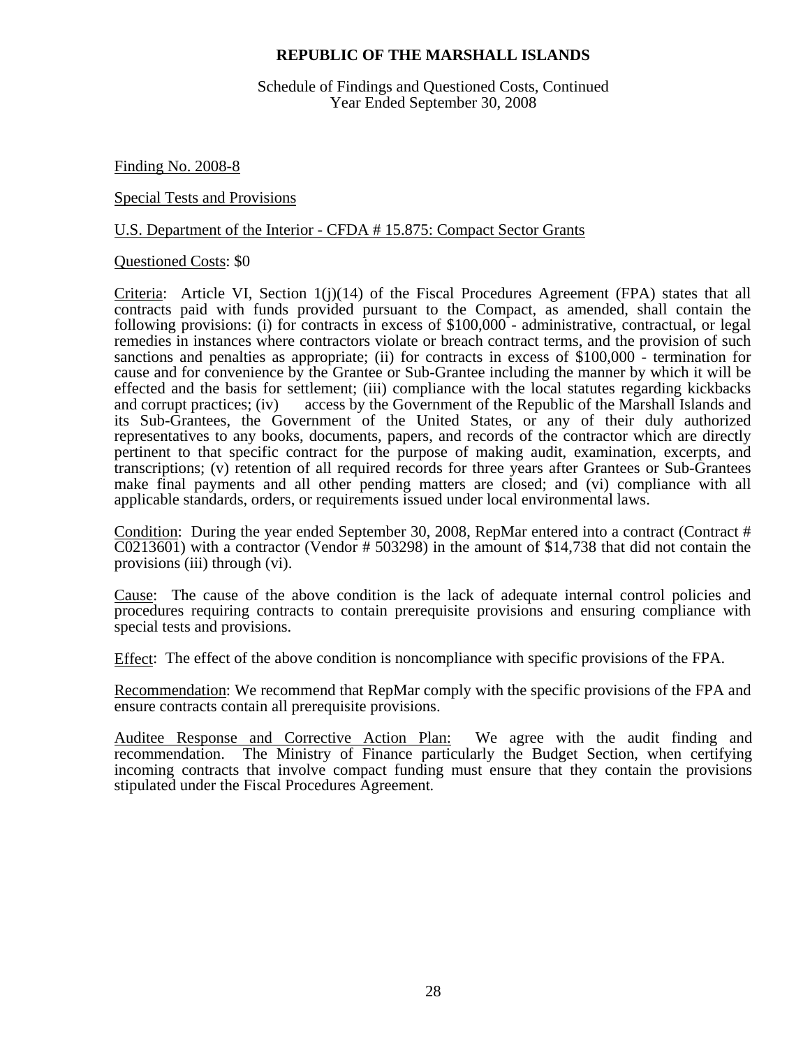# REPUBLIC OF THE MARSHALL ISLANDS

Schedule of Findings and Questioned Costs, Continued
Year Ended September 30, 2008

Finding No. 2008-8

Special Tests and Provisions

U.S. Department of the Interior - CFDA # 15.875: Compact Sector Grants

Questioned Costs: $0

Criteria: Article VI, Section 1(j)(14) of the Fiscal Procedures Agreement (FPA) states that all contracts paid with funds provided pursuant to the Compact, as amended, shall contain the following provisions: (i) for contracts in excess of $100,000 - administrative, contractual, or legal remedies in instances where contractors violate or breach contract terms, and the provision of such sanctions and penalties as appropriate; (ii) for contracts in excess of $100,000 - termination for cause and for convenience by the Grantee or Sub-Grantee including the manner by which it will be effected and the basis for settlement; (iii) compliance with the local statutes regarding kickbacks and corrupt practices; (iv) access by the Government of the Republic of the Marshall Islands and its Sub-Grantees, the Government of the United States, or any of their duly authorized representatives to any books, documents, papers, and records of the contractor which are directly pertinent to that specific contract for the purpose of making audit, examination, excerpts, and transcriptions; (v) retention of all required records for three years after Grantees or Sub-Grantees make final payments and all other pending matters are closed; and (vi) compliance with all applicable standards, orders, or requirements issued under local environmental laws.

Condition: During the year ended September 30, 2008, RepMar entered into a contract (Contract # C0213601) with a contractor (Vendor # 503298) in the amount of $14,738 that did not contain the provisions (iii) through (vi).

Cause: The cause of the above condition is the lack of adequate internal control policies and procedures requiring contracts to contain prerequisite provisions and ensuring compliance with special tests and provisions.

Effect: The effect of the above condition is noncompliance with specific provisions of the FPA.

Recommendation: We recommend that RepMar comply with the specific provisions of the FPA and ensure contracts contain all prerequisite provisions.

Auditee Response and Corrective Action Plan: We agree with the audit finding and recommendation. The Ministry of Finance particularly the Budget Section, when certifying incoming contracts that involve compact funding must ensure that they contain the provisions stipulated under the Fiscal Procedures Agreement.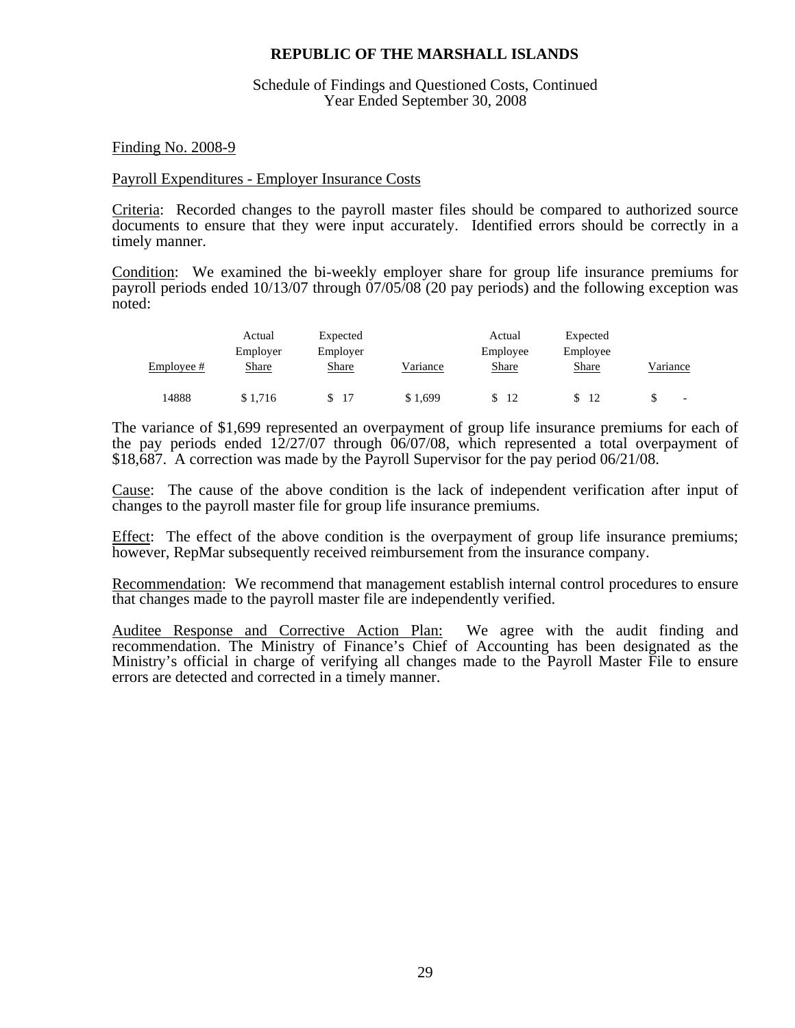**REPUBLIC OF THE MARSHALL ISLANDS**

Schedule of Findings and Questioned Costs, Continued
Year Ended September 30, 2008

Finding No. 2008-9

Payroll Expenditures - Employer Insurance Costs

Criteria: Recorded changes to the payroll master files should be compared to authorized source documents to ensure that they were input accurately. Identified errors should be correctly in a timely manner.

Condition: We examined the bi-weekly employer share for group life insurance premiums for payroll periods ended 10/13/07 through 07/05/08 (20 pay periods) and the following exception was noted:

| Employee # | Actual Employer Share | Expected Employer Share | Variance | Actual Employee Share | Expected Employee Share | Variance |
|---|---|---|---|---|---|---|
| 14888 | $ 1,716 | $ 17 | $ 1,699 | $ 12 | $ 12 | $ - |

The variance of $1,699 represented an overpayment of group life insurance premiums for each of the pay periods ended 12/27/07 through 06/07/08, which represented a total overpayment of $18,687. A correction was made by the Payroll Supervisor for the pay period 06/21/08.

Cause: The cause of the above condition is the lack of independent verification after input of changes to the payroll master file for group life insurance premiums.

Effect: The effect of the above condition is the overpayment of group life insurance premiums; however, RepMar subsequently received reimbursement from the insurance company.

Recommendation: We recommend that management establish internal control procedures to ensure that changes made to the payroll master file are independently verified.

Auditee Response and Corrective Action Plan: We agree with the audit finding and recommendation. The Ministry of Finance's Chief of Accounting has been designated as the Ministry's official in charge of verifying all changes made to the Payroll Master File to ensure errors are detected and corrected in a timely manner.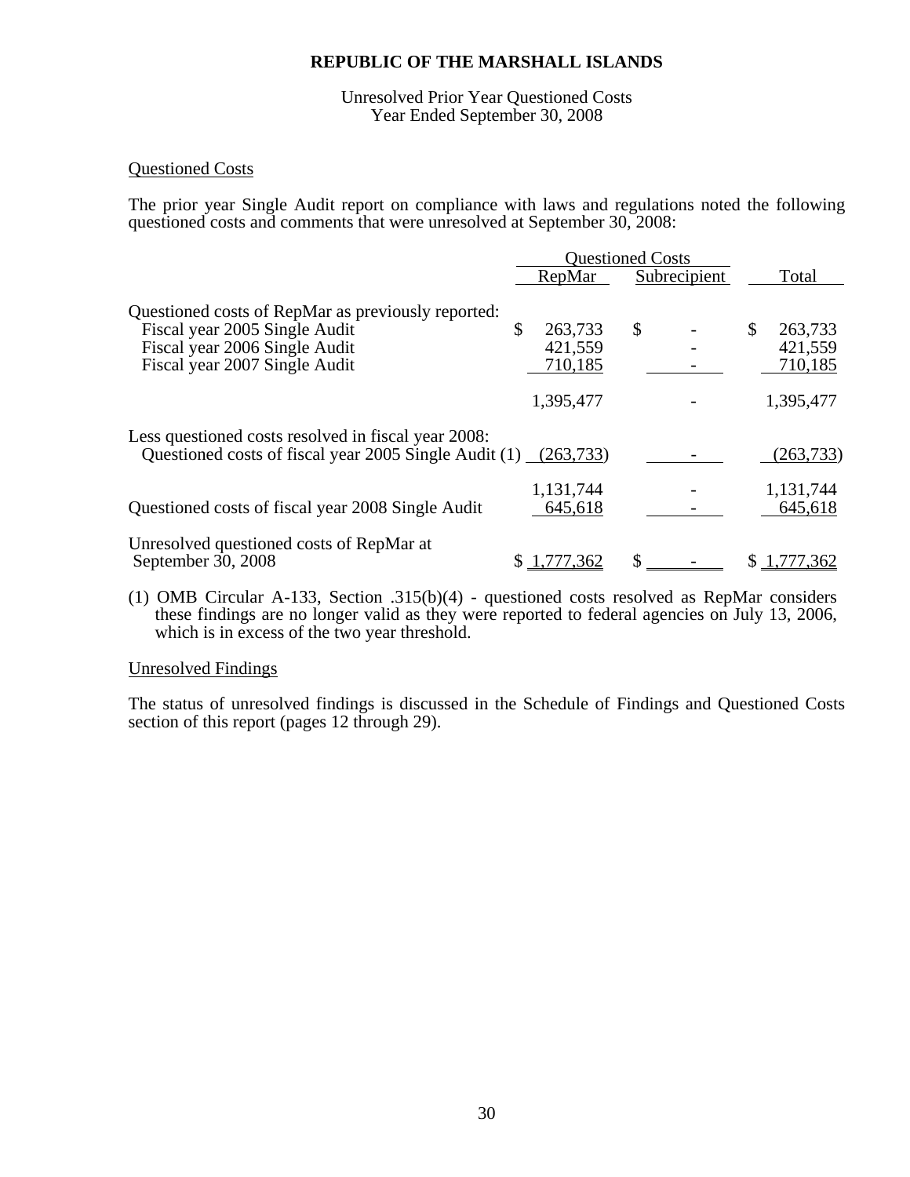# REPUBLIC OF THE MARSHALL ISLANDS

Unresolved Prior Year Questioned Costs
Year Ended September 30, 2008

## Questioned Costs

The prior year Single Audit report on compliance with laws and regulations noted the following questioned costs and comments that were unresolved at September 30, 2008:

| | Questioned Costs | | |
|---|---|---|---|
| | RepMar | Subrecipient | Total |
| Questioned costs of RepMar as previously reported: | | | |
| Fiscal year 2005 Single Audit | $ 263,733 | $ - | $ 263,733 |
| Fiscal year 2006 Single Audit | 421,559 | - | 421,559 |
| Fiscal year 2007 Single Audit | 710,185 | - | 710,185 |
| | 1,395,477 | - | 1,395,477 |
| Less questioned costs resolved in fiscal year 2008: | | | |
| Questioned costs of fiscal year 2005 Single Audit (1) | (263,733) | - | (263,733) |
| | 1,131,744 | - | 1,131,744 |
| Questioned costs of fiscal year 2008 Single Audit | 645,618 | - | 645,618 |
| Unresolved questioned costs of RepMar at September 30, 2008 | $ 1,777,362 | $ - | $ 1,777,362 |

(1) OMB Circular A-133, Section .315(b)(4) - questioned costs resolved as RepMar considers these findings are no longer valid as they were reported to federal agencies on July 13, 2006, which is in excess of the two year threshold.

## Unresolved Findings

The status of unresolved findings is discussed in the Schedule of Findings and Questioned Costs section of this report (pages 12 through 29).